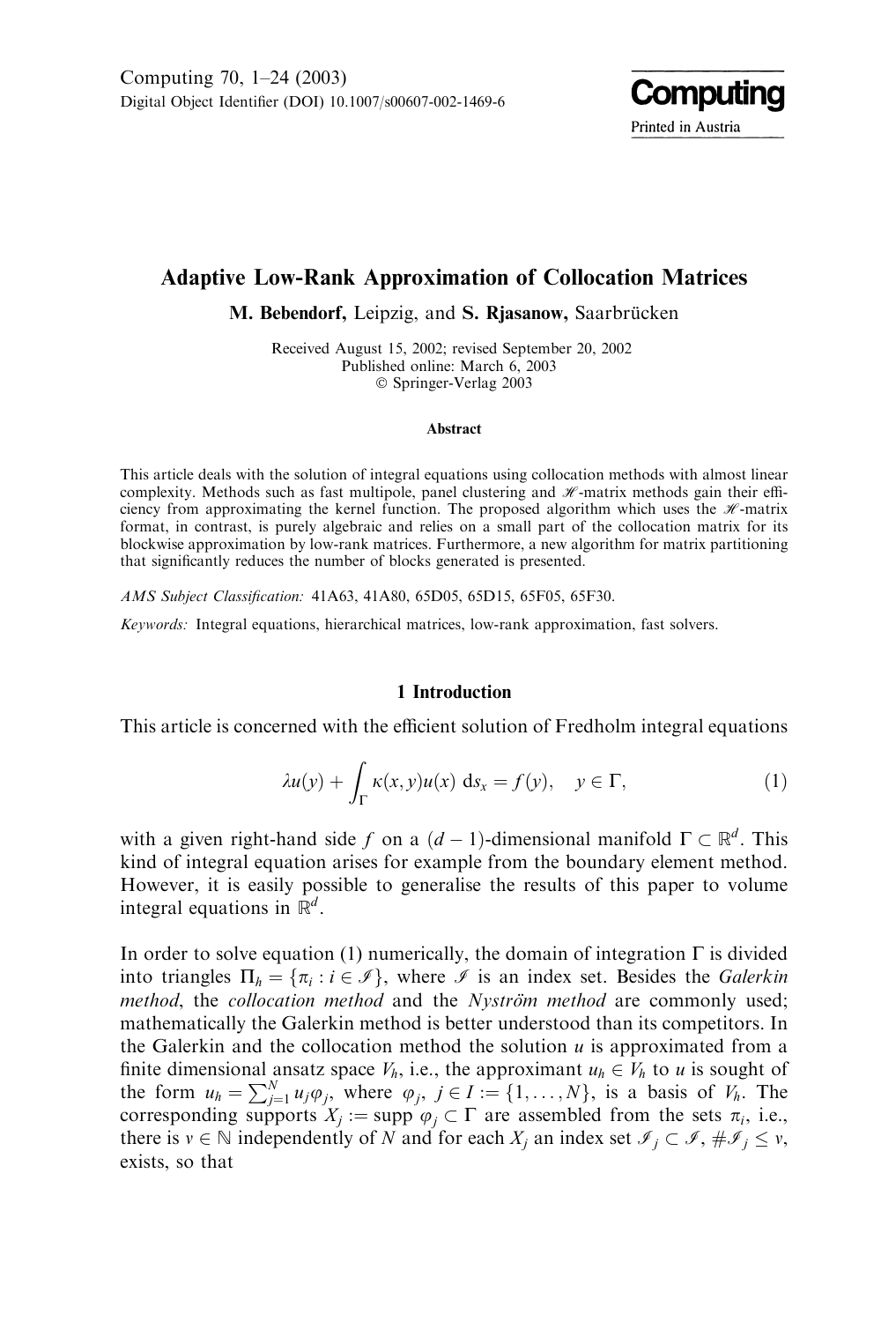# Adaptive Low-Rank Approximation of Collocation Matrices

**M. Bebendorf,** Leipzig, and **S. Rjasanow,** Saarbrücken

Received August 15, 2002; revised September 20, 2002
Published online: March 6, 2003
© Springer-Verlag 2003

### Abstract

This article deals with the solution of integral equations using collocation methods with almost linear complexity. Methods such as fast multipole, panel clustering and $\mathscr{H}$-matrix methods gain their efficiency from approximating the kernel function. The proposed algorithm which uses the $\mathscr{H}$-matrix format, in contrast, is purely algebraic and relies on a small part of the collocation matrix for its blockwise approximation by low-rank matrices. Furthermore, a new algorithm for matrix partitioning that significantly reduces the number of blocks generated is presented.

*AMS Subject Classification:* 41A63, 41A80, 65D05, 65D15, 65F05, 65F30.

*Keywords:* Integral equations, hierarchical matrices, low-rank approximation, fast solvers.

## 1 Introduction

This article is concerned with the efficient solution of Fredholm integral equations

$$\lambda u(y) + \int_\Gamma \kappa(x,y)u(x)\,\mathrm{d}s_x = f(y), \quad y \in \Gamma, \tag{1}$$

with a given right-hand side $f$ on a $(d-1)$-dimensional manifold $\Gamma \subset \mathbb{R}^d$. This kind of integral equation arises for example from the boundary element method. However, it is easily possible to generalise the results of this paper to volume integral equations in $\mathbb{R}^d$.

In order to solve equation (1) numerically, the domain of integration $\Gamma$ is divided into triangles $\Pi_h = \{\pi_i : i \in \mathscr{I}\}$, where $\mathscr{I}$ is an index set. Besides the *Galerkin method*, the *collocation method* and the *Nyström method* are commonly used; mathematically the Galerkin method is better understood than its competitors. In the Galerkin and the collocation method the solution $u$ is approximated from a finite dimensional ansatz space $V_h$, i.e., the approximant $u_h \in V_h$ to $u$ is sought of the form $u_h = \sum_{j=1}^N u_j \varphi_j$, where $\varphi_j$, $j \in I := \{1,\ldots,N\}$, is a basis of $V_h$. The corresponding supports $X_j := \operatorname{supp} \varphi_j \subset \Gamma$ are assembled from the sets $\pi_i$, i.e., there is $\nu \in \mathbb{N}$ independently of $N$ and for each $X_j$ an index set $\mathscr{I}_j \subset \mathscr{I}$, $\#\mathscr{I}_j \leq \nu$, exists, so that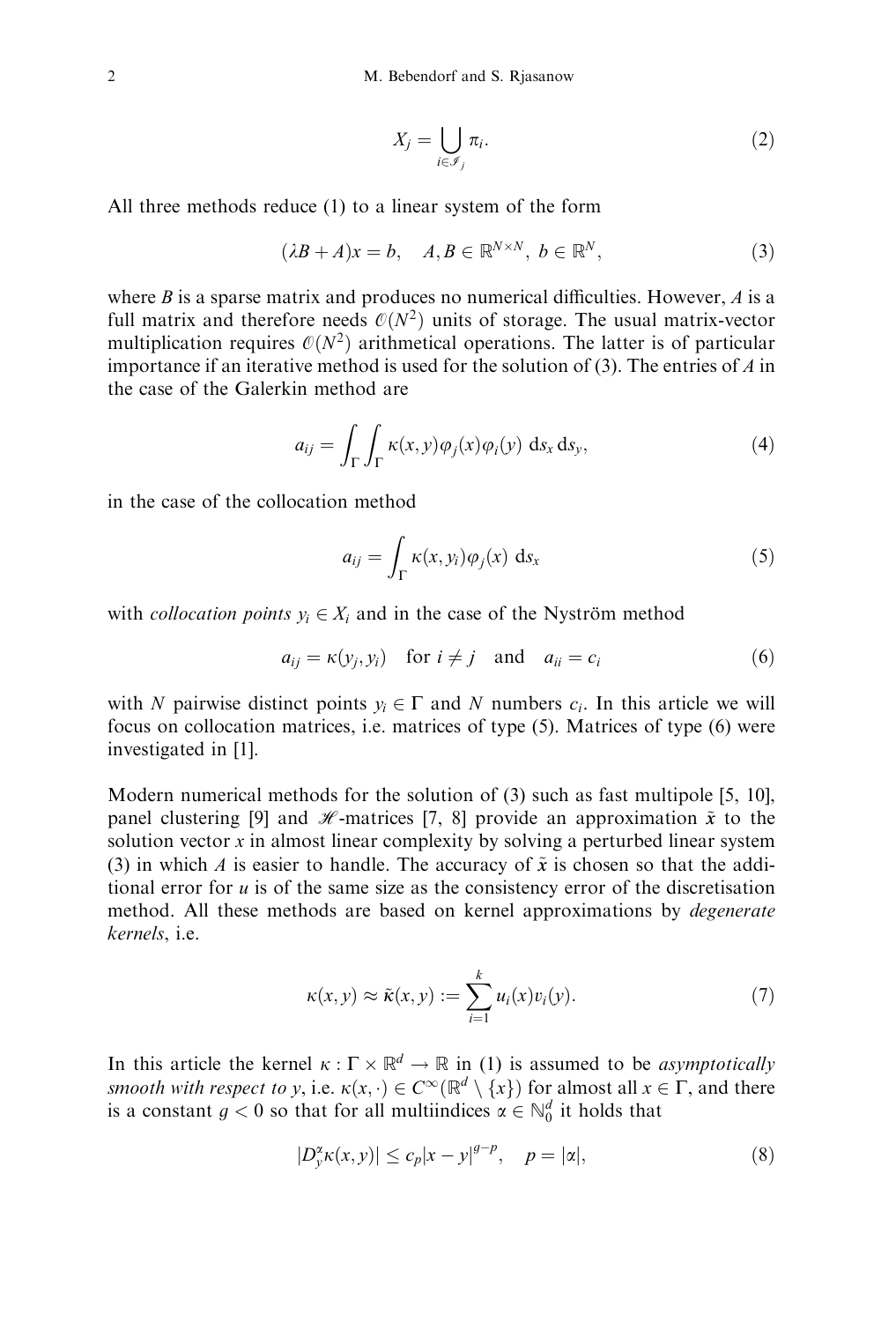$$X_j = \bigcup_{i \in \mathscr{I}_j} \pi_i. \tag{2}$$

All three methods reduce (1) to a linear system of the form

$$(\lambda B + A)x = b, \quad A, B \in \mathbb{R}^{N \times N},\ b \in \mathbb{R}^N, \tag{3}$$

where $B$ is a sparse matrix and produces no numerical difficulties. However, $A$ is a full matrix and therefore needs $\mathcal{O}(N^2)$ units of storage. The usual matrix-vector multiplication requires $\mathcal{O}(N^2)$ arithmetical operations. The latter is of particular importance if an iterative method is used for the solution of (3). The entries of $A$ in the case of the Galerkin method are

$$a_{ij} = \int_\Gamma \int_\Gamma \kappa(x, y) \varphi_j(x) \varphi_i(y)\ \mathrm{d}s_x\, \mathrm{d}s_y, \tag{4}$$

in the case of the collocation method

$$a_{ij} = \int_\Gamma \kappa(x, y_i) \varphi_j(x)\ \mathrm{d}s_x \tag{5}$$

with *collocation points* $y_i \in X_i$ and in the case of the Nyström method

$$a_{ij} = \kappa(y_j, y_i) \quad \text{for } i \neq j \quad \text{and} \quad a_{ii} = c_i \tag{6}$$

with $N$ pairwise distinct points $y_i \in \Gamma$ and $N$ numbers $c_i$. In this article we will focus on collocation matrices, i.e. matrices of type (5). Matrices of type (6) were investigated in [1].

Modern numerical methods for the solution of (3) such as fast multipole [5, 10], panel clustering [9] and $\mathscr{H}$-matrices [7, 8] provide an approximation $\tilde{x}$ to the solution vector $x$ in almost linear complexity by solving a perturbed linear system (3) in which $A$ is easier to handle. The accuracy of $\tilde{x}$ is chosen so that the additional error for $u$ is of the same size as the consistency error of the discretisation method. All these methods are based on kernel approximations by *degenerate kernels*, i.e.

$$\kappa(x, y) \approx \tilde{\kappa}(x, y) := \sum_{i=1}^{k} u_i(x) v_i(y). \tag{7}$$

In this article the kernel $\kappa : \Gamma \times \mathbb{R}^d \to \mathbb{R}$ in (1) is assumed to be *asymptotically smooth with respect to y*, i.e. $\kappa(x, \cdot) \in C^\infty(\mathbb{R}^d \setminus \{x\})$ for almost all $x \in \Gamma$, and there is a constant $g < 0$ so that for all multiindices $\alpha \in \mathbb{N}_0^d$ it holds that

$$|D_y^\alpha \kappa(x, y)| \leq c_p |x - y|^{g-p}, \quad p = |\alpha|, \tag{8}$$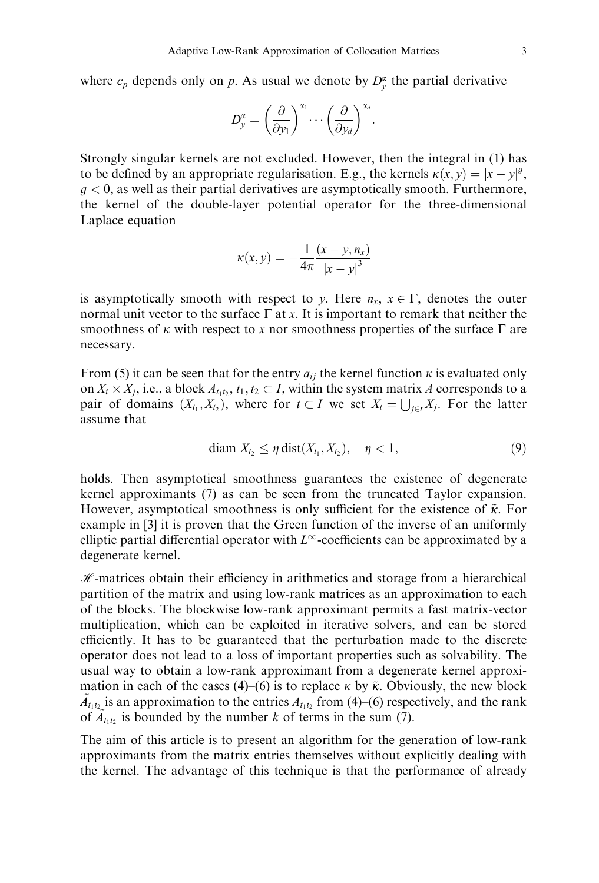where $c_p$ depends only on $p$. As usual we denote by $D_y^\alpha$ the partial derivative

$$D_y^\alpha = \left(\frac{\partial}{\partial y_1}\right)^{\alpha_1} \cdots \left(\frac{\partial}{\partial y_d}\right)^{\alpha_d}.$$

Strongly singular kernels are not excluded. However, then the integral in (1) has to be defined by an appropriate regularisation. E.g., the kernels $\kappa(x,y) = |x-y|^g$, $g < 0$, as well as their partial derivatives are asymptotically smooth. Furthermore, the kernel of the double-layer potential operator for the three-dimensional Laplace equation

$$\kappa(x,y) = -\frac{1}{4\pi} \frac{(x-y, n_x)}{|x-y|^3}$$

is asymptotically smooth with respect to $y$. Here $n_x$, $x \in \Gamma$, denotes the outer normal unit vector to the surface $\Gamma$ at $x$. It is important to remark that neither the smoothness of $\kappa$ with respect to $x$ nor smoothness properties of the surface $\Gamma$ are necessary.

From (5) it can be seen that for the entry $a_{ij}$ the kernel function $\kappa$ is evaluated only on $X_i \times X_j$, i.e., a block $A_{t_1 t_2}$, $t_1, t_2 \subset I$, within the system matrix $A$ corresponds to a pair of domains $(X_{t_1}, X_{t_2})$, where for $t \subset I$ we set $X_t = \bigcup_{j \in t} X_j$. For the latter assume that

$$\operatorname{diam} X_{t_2} \leq \eta \operatorname{dist}(X_{t_1}, X_{t_2}), \quad \eta < 1, \tag{9}$$

holds. Then asymptotical smoothness guarantees the existence of degenerate kernel approximants (7) as can be seen from the truncated Taylor expansion. However, asymptotical smoothness is only sufficient for the existence of $\tilde{\kappa}$. For example in [3] it is proven that the Green function of the inverse of an uniformly elliptic partial differential operator with $L^\infty$-coefficients can be approximated by a degenerate kernel.

$\mathscr{H}$-matrices obtain their efficiency in arithmetics and storage from a hierarchical partition of the matrix and using low-rank matrices as an approximation to each of the blocks. The blockwise low-rank approximant permits a fast matrix-vector multiplication, which can be exploited in iterative solvers, and can be stored efficiently. It has to be guaranteed that the perturbation made to the discrete operator does not lead to a loss of important properties such as solvability. The usual way to obtain a low-rank approximant from a degenerate kernel approximation in each of the cases (4)–(6) is to replace $\kappa$ by $\tilde{\kappa}$. Obviously, the new block $\tilde{A}_{t_1 t_2}$ is an approximation to the entries $A_{t_1 t_2}$ from (4)–(6) respectively, and the rank of $\tilde{A}_{t_1 t_2}$ is bounded by the number $k$ of terms in the sum (7).

The aim of this article is to present an algorithm for the generation of low-rank approximants from the matrix entries themselves without explicitly dealing with the kernel. The advantage of this technique is that the performance of already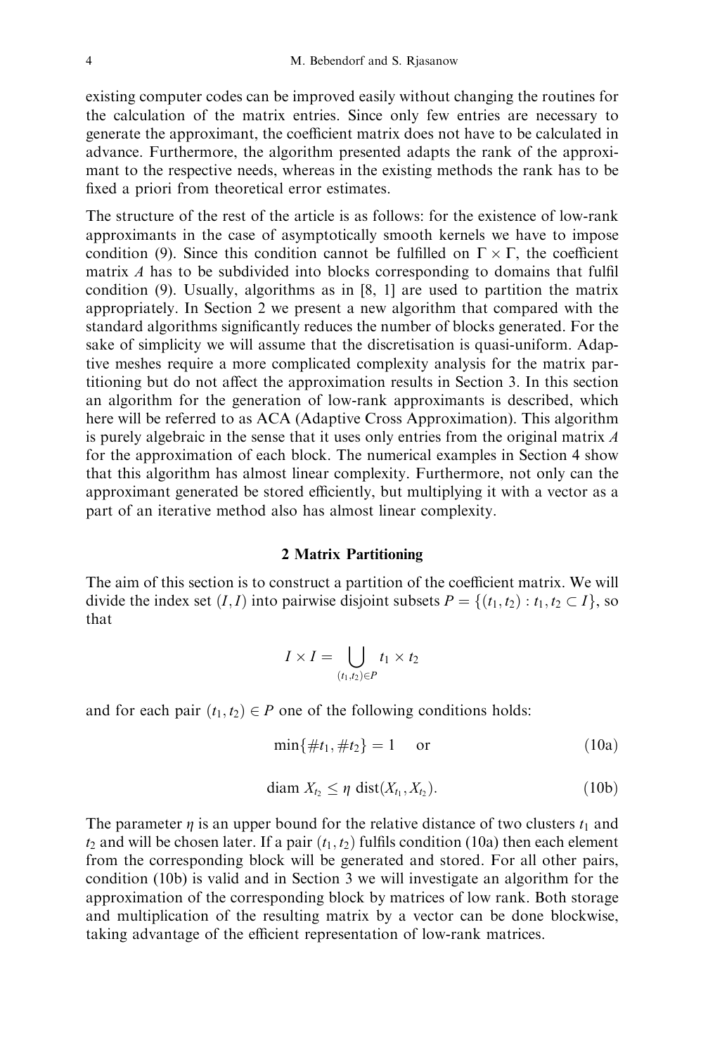existing computer codes can be improved easily without changing the routines for the calculation of the matrix entries. Since only few entries are necessary to generate the approximant, the coefficient matrix does not have to be calculated in advance. Furthermore, the algorithm presented adapts the rank of the approximant to the respective needs, whereas in the existing methods the rank has to be fixed a priori from theoretical error estimates.

The structure of the rest of the article is as follows: for the existence of low-rank approximants in the case of asymptotically smooth kernels we have to impose condition (9). Since this condition cannot be fulfilled on $\Gamma \times \Gamma$, the coefficient matrix $A$ has to be subdivided into blocks corresponding to domains that fulfil condition (9). Usually, algorithms as in [8, 1] are used to partition the matrix appropriately. In Section 2 we present a new algorithm that compared with the standard algorithms significantly reduces the number of blocks generated. For the sake of simplicity we will assume that the discretisation is quasi-uniform. Adaptive meshes require a more complicated complexity analysis for the matrix partitioning but do not affect the approximation results in Section 3. In this section an algorithm for the generation of low-rank approximants is described, which here will be referred to as ACA (Adaptive Cross Approximation). This algorithm is purely algebraic in the sense that it uses only entries from the original matrix $A$ for the approximation of each block. The numerical examples in Section 4 show that this algorithm has almost linear complexity. Furthermore, not only can the approximant generated be stored efficiently, but multiplying it with a vector as a part of an iterative method also has almost linear complexity.

## 2 Matrix Partitioning

The aim of this section is to construct a partition of the coefficient matrix. We will divide the index set $(I, I)$ into pairwise disjoint subsets $P = \{(t_1, t_2) : t_1, t_2 \subset I\}$, so that

$$I \times I = \bigcup_{(t_1,t_2)\in P} t_1 \times t_2$$

and for each pair $(t_1, t_2) \in P$ one of the following conditions holds:

$$\min\{\#t_1, \#t_2\} = 1 \quad \text{or} \tag{10a}$$

$$\operatorname{diam} X_{t_2} \leq \eta \operatorname{dist}(X_{t_1}, X_{t_2}). \tag{10b}$$

The parameter $\eta$ is an upper bound for the relative distance of two clusters $t_1$ and $t_2$ and will be chosen later. If a pair $(t_1, t_2)$ fulfils condition (10a) then each element from the corresponding block will be generated and stored. For all other pairs, condition (10b) is valid and in Section 3 we will investigate an algorithm for the approximation of the corresponding block by matrices of low rank. Both storage and multiplication of the resulting matrix by a vector can be done blockwise, taking advantage of the efficient representation of low-rank matrices.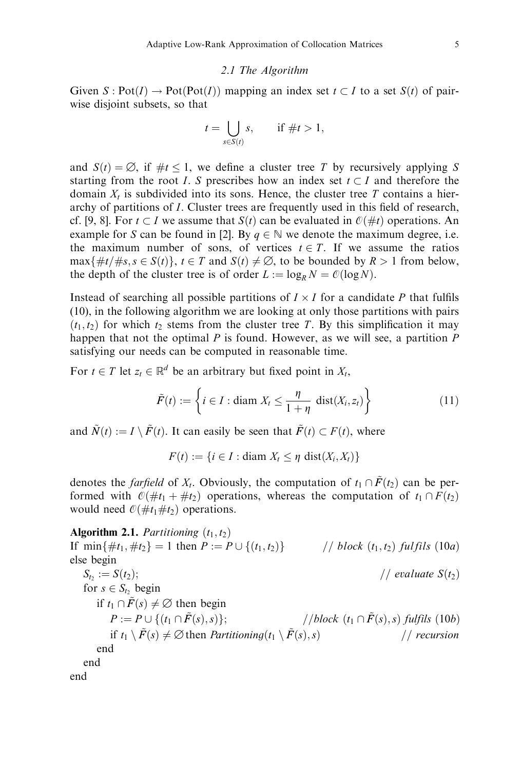### 2.1 The Algorithm

Given $S : \mathrm{Pot}(I) \to \mathrm{Pot}(\mathrm{Pot}(I))$ mapping an index set $t \subset I$ to a set $S(t)$ of pairwise disjoint subsets, so that

$$t = \bigcup_{s \in S(t)} s, \qquad \text{if } \#t > 1,$$

and $S(t) = \emptyset$, if $\#t \leq 1$, we define a cluster tree $T$ by recursively applying $S$ starting from the root $I$. $S$ prescribes how an index set $t \subset I$ and therefore the domain $X_t$ is subdivided into its sons. Hence, the cluster tree $T$ contains a hierarchy of partitions of $I$. Cluster trees are frequently used in this field of research, cf. [9, 8]. For $t \subset I$ we assume that $S(t)$ can be evaluated in $\mathcal{O}(\#t)$ operations. An example for $S$ can be found in [2]. By $q \in \mathbb{N}$ we denote the maximum degree, i.e. the maximum number of sons, of vertices $t \in T$. If we assume the ratios $\max\{\#t/\#s, s \in S(t)\}$, $t \in T$ and $S(t) \neq \emptyset$, to be bounded by $R > 1$ from below, the depth of the cluster tree is of order $L := \log_R N = \mathcal{O}(\log N)$.

Instead of searching all possible partitions of $I \times I$ for a candidate $P$ that fulfils (10), in the following algorithm we are looking at only those partitions with pairs $(t_1, t_2)$ for which $t_2$ stems from the cluster tree $T$. By this simplification it may happen that not the optimal $P$ is found. However, as we will see, a partition $P$ satisfying our needs can be computed in reasonable time.

For $t \in T$ let $z_t \in \mathbb{R}^d$ be an arbitrary but fixed point in $X_t$,

$$\tilde{F}(t) := \left\{ i \in I : \operatorname{diam} X_t \leq \frac{\eta}{1+\eta} \operatorname{dist}(X_i, z_t) \right\} \tag{11}$$

and $\tilde{N}(t) := I \setminus \tilde{F}(t)$. It can easily be seen that $\tilde{F}(t) \subset F(t)$, where

$$F(t) := \{ i \in I : \operatorname{diam} X_t \leq \eta \operatorname{dist}(X_i, X_t) \}$$

denotes the *farfield* of $X_t$. Obviously, the computation of $t_1 \cap \tilde{F}(t_2)$ can be performed with $\mathcal{O}(\#t_1 + \#t_2)$ operations, whereas the computation of $t_1 \cap F(t_2)$ would need $\mathcal{O}(\#t_1 \#t_2)$ operations.

**Algorithm 2.1.** *Partitioning* $(t_1, t_2)$

If $\min\{\#t_1, \#t_2\} = 1$ then $P := P \cup \{(t_1, t_2)\}$ // *block* $(t_1, t_2)$ *fulfils* (10*a*)
else begin
  $S_{t_2} := S(t_2)$; // *evaluate* $S(t_2)$
  for $s \in S_{t_2}$ begin
    if $t_1 \cap \tilde{F}(s) \neq \emptyset$ then begin
      $P := P \cup \{(t_1 \cap \tilde{F}(s), s)\}$; // *block* $(t_1 \cap \tilde{F}(s), s)$ *fulfils* (10*b*)
      if $t_1 \setminus \tilde{F}(s) \neq \emptyset$ then *Partitioning*$(t_1 \setminus \tilde{F}(s), s)$ // *recursion*
    end
  end
end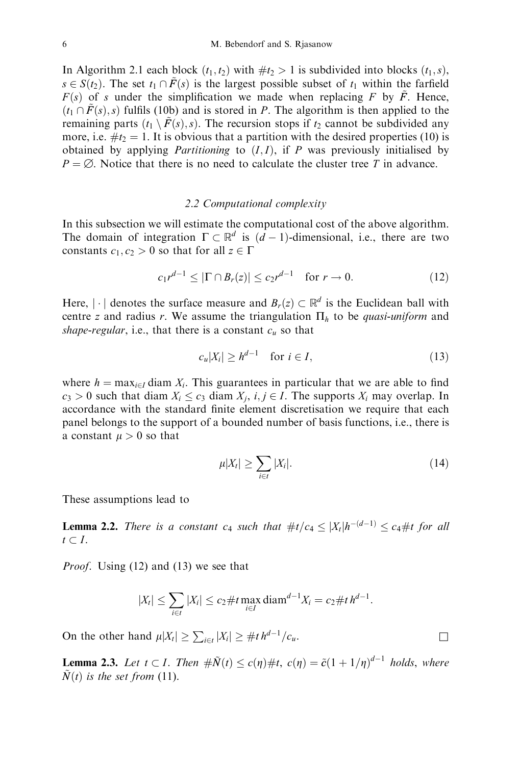In Algorithm 2.1 each block $(t_1, t_2)$ with $\#t_2 > 1$ is subdivided into blocks $(t_1, s)$, $s \in S(t_2)$. The set $t_1 \cap \tilde{F}(s)$ is the largest possible subset of $t_1$ within the farfield $F(s)$ of $s$ under the simplification we made when replacing $F$ by $\tilde{F}$. Hence, $(t_1 \cap \tilde{F}(s), s)$ fulfils (10b) and is stored in $P$. The algorithm is then applied to the remaining parts $(t_1 \setminus \tilde{F}(s), s)$. The recursion stops if $t_2$ cannot be subdivided any more, i.e. $\#t_2 = 1$. It is obvious that a partition with the desired properties (10) is obtained by applying *Partitioning* to $(I, I)$, if $P$ was previously initialised by $P = \emptyset$. Notice that there is no need to calculate the cluster tree $T$ in advance.

### *2.2 Computational complexity*

In this subsection we will estimate the computational cost of the above algorithm. The domain of integration $\Gamma \subset \mathbb{R}^d$ is $(d-1)$-dimensional, i.e., there are two constants $c_1, c_2 > 0$ so that for all $z \in \Gamma$

$$c_1 r^{d-1} \leq |\Gamma \cap B_r(z)| \leq c_2 r^{d-1} \quad \text{for } r \to 0. \tag{12}$$

Here, $|\cdot|$ denotes the surface measure and $B_r(z) \subset \mathbb{R}^d$ is the Euclidean ball with centre $z$ and radius $r$. We assume the triangulation $\Pi_h$ to be *quasi-uniform* and *shape-regular*, i.e., that there is a constant $c_u$ so that

$$c_u |X_i| \geq h^{d-1} \quad \text{for } i \in I, \tag{13}$$

where $h = \max_{i \in I} \operatorname{diam} X_i$. This guarantees in particular that we are able to find $c_3 > 0$ such that $\operatorname{diam} X_i \leq c_3 \operatorname{diam} X_j$, $i, j \in I$. The supports $X_i$ may overlap. In accordance with the standard finite element discretisation we require that each panel belongs to the support of a bounded number of basis functions, i.e., there is a constant $\mu > 0$ so that

$$\mu |X_t| \geq \sum_{i \in t} |X_i|. \tag{14}$$

These assumptions lead to

**Lemma 2.2.** *There is a constant $c_4$ such that $\#t/c_4 \leq |X_t| h^{-(d-1)} \leq c_4 \#t$ for all $t \subset I$.*

*Proof*. Using (12) and (13) we see that

$$|X_t| \leq \sum_{i \in t} |X_i| \leq c_2 \#t \max_{i \in I} \operatorname{diam}^{d-1} X_i = c_2 \#t \, h^{d-1}.$$

On the other hand $\mu |X_t| \geq \sum_{i \in t} |X_i| \geq \#t \, h^{d-1}/c_u$. □

**Lemma 2.3.** *Let $t \subset I$. Then $\#\tilde{N}(t) \leq c(\eta)\#t$, $c(\eta) = \tilde{c}(1 + 1/\eta)^{d-1}$ holds, where $\tilde{N}(t)$ is the set from (11).*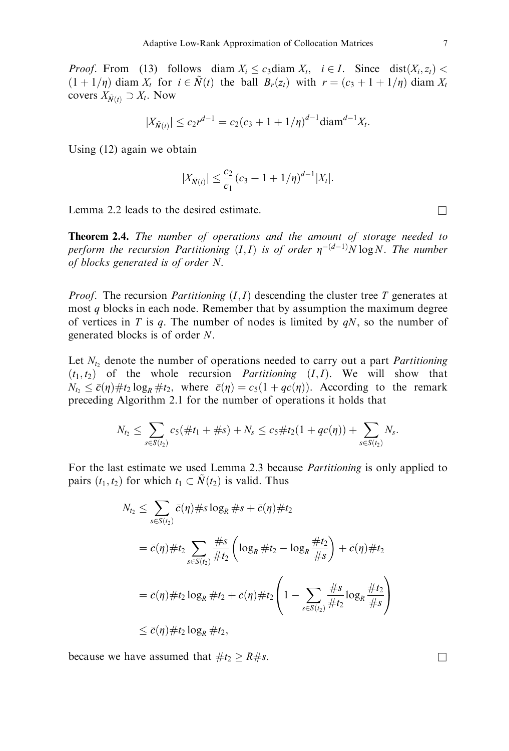*Proof*. From (13) follows $\operatorname{diam} X_i \le c_3 \operatorname{diam} X_t$, $i \in I$. Since $\operatorname{dist}(X_i, z_t) < (1 + 1/\eta) \operatorname{diam} X_t$ for $i \in \tilde{N}(t)$ the ball $B_r(z_t)$ with $r = (c_3 + 1 + 1/\eta) \operatorname{diam} X_t$ covers $X_{\tilde{N}(t)} \supset X_t$. Now

$$|X_{\tilde{N}(t)}| \le c_2 r^{d-1} = c_2 (c_3 + 1 + 1/\eta)^{d-1} \operatorname{diam}^{d-1} X_t.$$

Using (12) again we obtain

$$|X_{\tilde{N}(t)}| \le \frac{c_2}{c_1}(c_3 + 1 + 1/\eta)^{d-1} |X_t|.$$

Lemma 2.2 leads to the desired estimate. □

**Theorem 2.4.** *The number of operations and the amount of storage needed to perform the recursion Partitioning $(I, I)$ is of order $\eta^{-(d-1)} N \log N$. The number of blocks generated is of order $N$.*

*Proof*. The recursion *Partitioning* $(I, I)$ descending the cluster tree $T$ generates at most $q$ blocks in each node. Remember that by assumption the maximum degree of vertices in $T$ is $q$. The number of nodes is limited by $qN$, so the number of generated blocks is of order $N$.

Let $N_{t_2}$ denote the number of operations needed to carry out a part *Partitioning* $(t_1, t_2)$ of the whole recursion *Partitioning* $(I, I)$. We will show that $N_{t_2} \le \bar{c}(\eta) \# t_2 \log_R \# t_2$, where $\bar{c}(\eta) = c_5(1 + qc(\eta))$. According to the remark preceding Algorithm 2.1 for the number of operations it holds that

$$N_{t_2} \le \sum_{s \in S(t_2)} c_5(\# t_1 + \# s) + N_s \le c_5 \# t_2 (1 + qc(\eta)) + \sum_{s \in S(t_2)} N_s.$$

For the last estimate we used Lemma 2.3 because *Partitioning* is only applied to pairs $(t_1, t_2)$ for which $t_1 \subset \tilde{N}(t_2)$ is valid. Thus

$$\begin{aligned}
N_{t_2} &\le \sum_{s \in S(t_2)} \bar{c}(\eta) \# s \log_R \# s + \bar{c}(\eta) \# t_2 \\
&= \bar{c}(\eta) \# t_2 \sum_{s \in S(t_2)} \frac{\# s}{\# t_2} \left( \log_R \# t_2 - \log_R \frac{\# t_2}{\# s} \right) + \bar{c}(\eta) \# t_2 \\
&= \bar{c}(\eta) \# t_2 \log_R \# t_2 + \bar{c}(\eta) \# t_2 \left( 1 - \sum_{s \in S(t_2)} \frac{\# s}{\# t_2} \log_R \frac{\# t_2}{\# s} \right) \\
&\le \bar{c}(\eta) \# t_2 \log_R \# t_2,
\end{aligned}$$

because we have assumed that $\# t_2 \ge R \# s$. □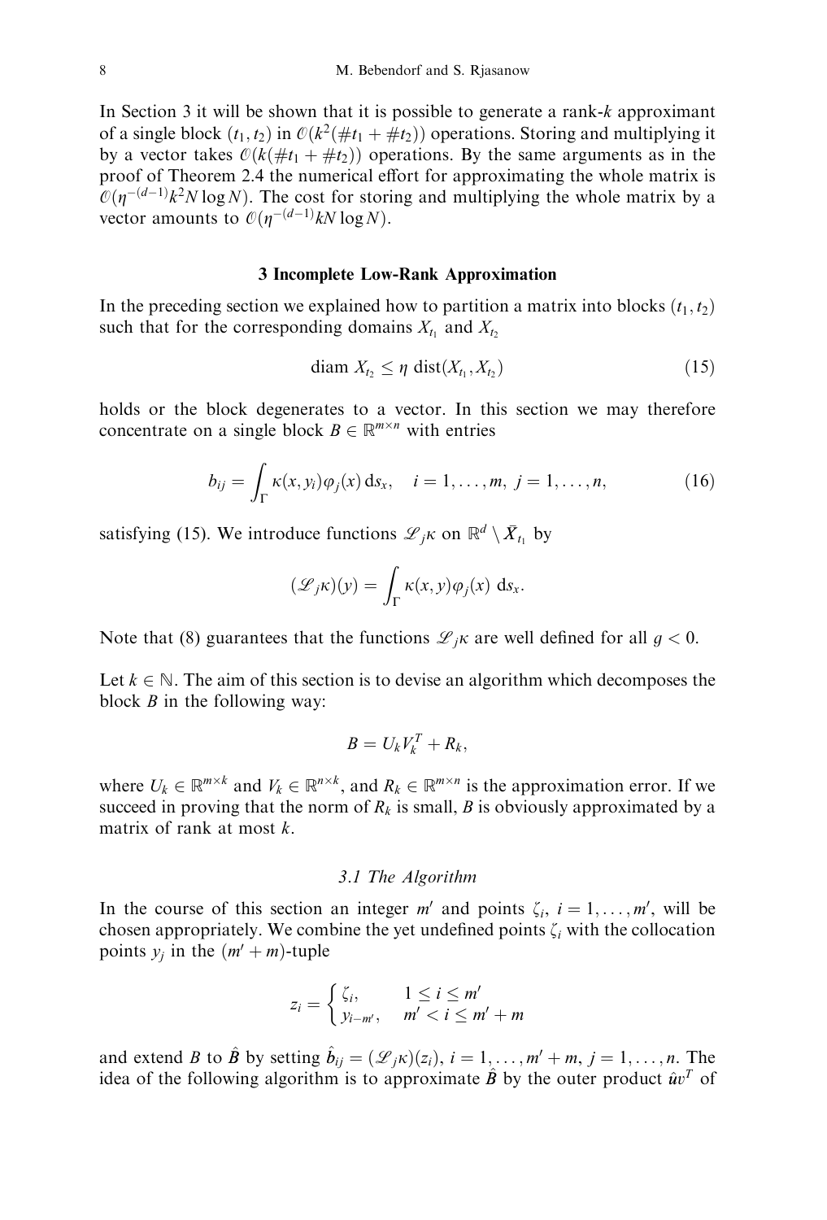In Section 3 it will be shown that it is possible to generate a rank-$k$ approximant of a single block $(t_1, t_2)$ in $\mathcal{O}(k^2(\#t_1 + \#t_2))$ operations. Storing and multiplying it by a vector takes $\mathcal{O}(k(\#t_1 + \#t_2))$ operations. By the same arguments as in the proof of Theorem 2.4 the numerical effort for approximating the whole matrix is $\mathcal{O}(\eta^{-(d-1)}k^2 N \log N)$. The cost for storing and multiplying the whole matrix by a vector amounts to $\mathcal{O}(\eta^{-(d-1)}kN \log N)$.

## 3 Incomplete Low-Rank Approximation

In the preceding section we explained how to partition a matrix into blocks $(t_1, t_2)$ such that for the corresponding domains $X_{t_1}$ and $X_{t_2}$

$$\operatorname{diam} X_{t_2} \leq \eta \operatorname{dist}(X_{t_1}, X_{t_2}) \tag{15}$$

holds or the block degenerates to a vector. In this section we may therefore concentrate on a single block $B \in \mathbb{R}^{m \times n}$ with entries

$$b_{ij} = \int_\Gamma \kappa(x, y_i) \varphi_j(x)\, \mathrm{d}s_x, \quad i = 1, \ldots, m,\ j = 1, \ldots, n, \tag{16}$$

satisfying (15). We introduce functions $\mathscr{L}_j \kappa$ on $\mathbb{R}^d \setminus \bar{X}_{t_1}$ by

$$(\mathscr{L}_j \kappa)(y) = \int_\Gamma \kappa(x, y) \varphi_j(x)\ \mathrm{d}s_x.$$

Note that (8) guarantees that the functions $\mathscr{L}_j \kappa$ are well defined for all $g < 0$.

Let $k \in \mathbb{N}$. The aim of this section is to devise an algorithm which decomposes the block $B$ in the following way:

$$B = U_k V_k^T + R_k,$$

where $U_k \in \mathbb{R}^{m \times k}$ and $V_k \in \mathbb{R}^{n \times k}$, and $R_k \in \mathbb{R}^{m \times n}$ is the approximation error. If we succeed in proving that the norm of $R_k$ is small, $B$ is obviously approximated by a matrix of rank at most $k$.

### 3.1 The Algorithm

In the course of this section an integer $m'$ and points $\zeta_i$, $i = 1, \ldots, m'$, will be chosen appropriately. We combine the yet undefined points $\zeta_i$ with the collocation points $y_j$ in the $(m' + m)$-tuple

$$z_i = \begin{cases} \zeta_i, & 1 \leq i \leq m' \\ y_{i-m'}, & m' < i \leq m' + m \end{cases}$$

and extend $B$ to $\hat{B}$ by setting $\hat{b}_{ij} = (\mathscr{L}_j \kappa)(z_i)$, $i = 1, \ldots, m' + m$, $j = 1, \ldots, n$. The idea of the following algorithm is to approximate $\hat{B}$ by the outer product $\hat{u} v^T$ of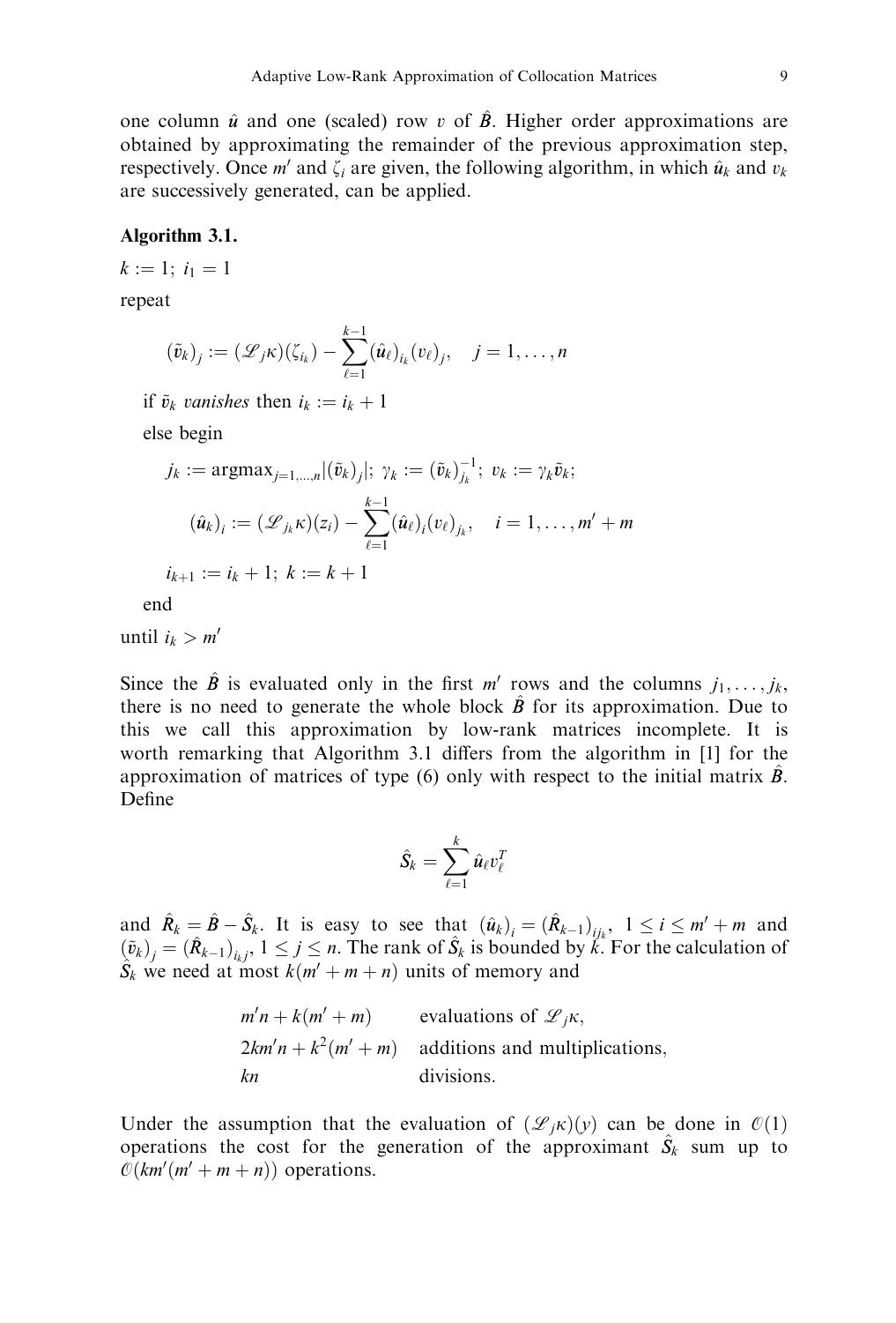one column $\hat{\boldsymbol{u}}$ and one (scaled) row $v$ of $\hat{\boldsymbol{B}}$. Higher order approximations are obtained by approximating the remainder of the previous approximation step, respectively. Once $m'$ and $\zeta_i$ are given, the following algorithm, in which $\hat{\boldsymbol{u}}_k$ and $v_k$ are successively generated, can be applied.

**Algorithm 3.1.**

$k := 1;\ i_1 = 1$

repeat

$$(\tilde{v}_k)_j := (\mathscr{L}_j\kappa)(\zeta_{i_k}) - \sum_{\ell=1}^{k-1} (\hat{\boldsymbol{u}}_\ell)_{i_k} (v_\ell)_j, \quad j = 1, \ldots, n$$

if $\tilde{v}_k$ *vanishes* then $i_k := i_k + 1$

else begin

$$j_k := \operatorname{argmax}_{j=1,\ldots,n} |(\tilde{v}_k)_j|;\ \gamma_k := (\tilde{v}_k)_{j_k}^{-1};\ v_k := \gamma_k \tilde{v}_k;$$

$$(\hat{\boldsymbol{u}}_k)_i := (\mathscr{L}_{j_k}\kappa)(z_i) - \sum_{\ell=1}^{k-1} (\hat{\boldsymbol{u}}_\ell)_i (v_\ell)_{j_k}, \quad i = 1, \ldots, m' + m$$

$i_{k+1} := i_k + 1;\ k := k + 1$

end

until $i_k > m'$

Since the $\hat{\boldsymbol{B}}$ is evaluated only in the first $m'$ rows and the columns $j_1, \ldots, j_k$, there is no need to generate the whole block $\hat{\boldsymbol{B}}$ for its approximation. Due to this we call this approximation by low-rank matrices incomplete. It is worth remarking that Algorithm 3.1 differs from the algorithm in [1] for the approximation of matrices of type (6) only with respect to the initial matrix $\hat{\boldsymbol{B}}$. Define

$$\hat{\boldsymbol{S}}_k = \sum_{\ell=1}^{k} \hat{\boldsymbol{u}}_\ell v_\ell^T$$

and $\hat{\boldsymbol{R}}_k = \hat{\boldsymbol{B}} - \hat{\boldsymbol{S}}_k$. It is easy to see that $(\hat{\boldsymbol{u}}_k)_i = (\hat{\boldsymbol{R}}_{k-1})_{ij_k}$, $1 \leq i \leq m' + m$ and $(\tilde{v}_k)_j = (\hat{\boldsymbol{R}}_{k-1})_{i_k j}$, $1 \leq j \leq n$. The rank of $\hat{\boldsymbol{S}}_k$ is bounded by $k$. For the calculation of $\hat{\boldsymbol{S}}_k$ we need at most $k(m' + m + n)$ units of memory and

| | |
|---|---|
| $m'n + k(m' + m)$ | evaluations of $\mathscr{L}_j\kappa$, |
| $2km'n + k^2(m' + m)$ | additions and multiplications, |
| $kn$ | divisions. |

Under the assumption that the evaluation of $(\mathscr{L}_j\kappa)(y)$ can be done in $\mathcal{O}(1)$ operations the cost for the generation of the approximant $\hat{\boldsymbol{S}}_k$ sum up to $\mathcal{O}(km'(m' + m + n))$ operations.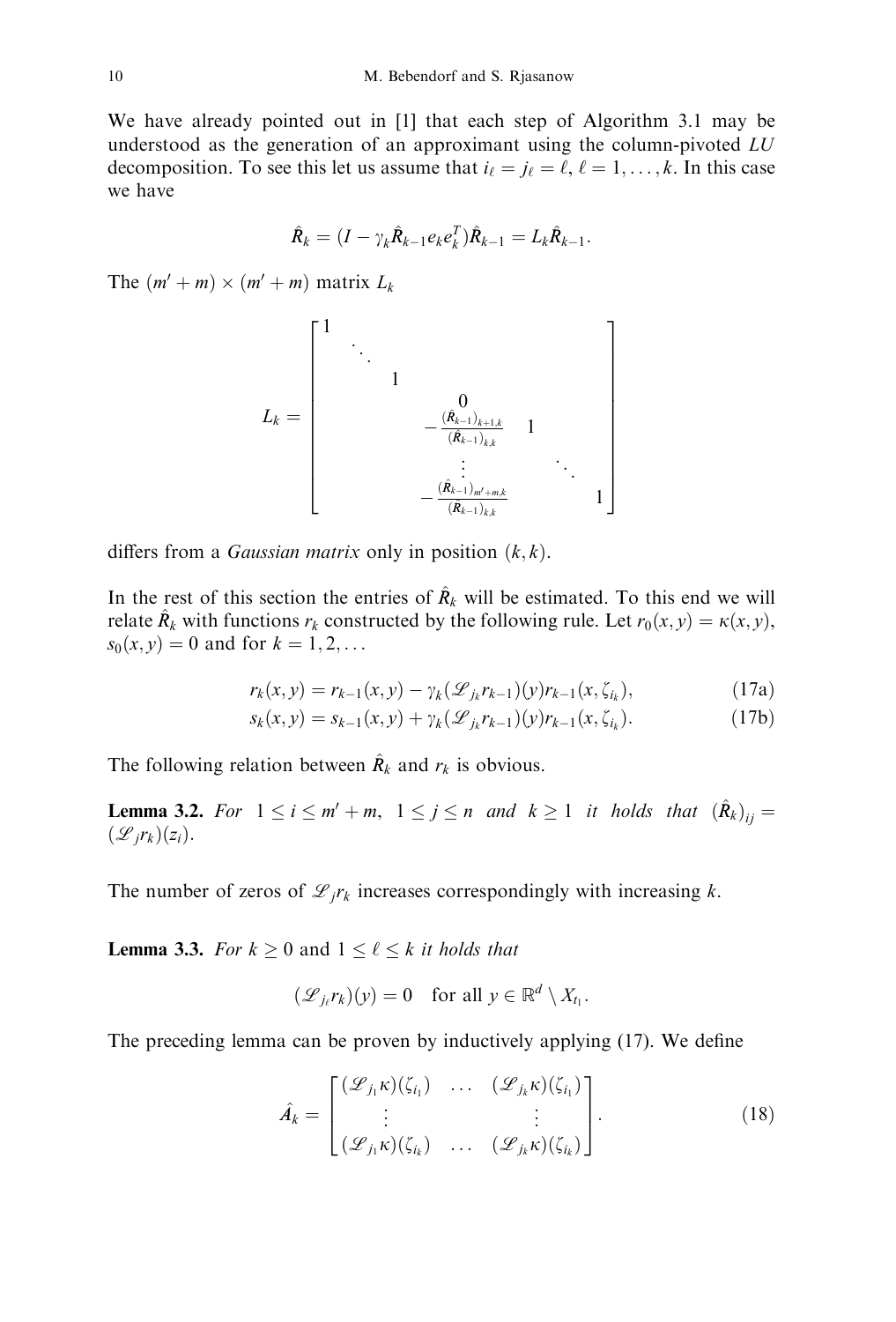We have already pointed out in [1] that each step of Algorithm 3.1 may be understood as the generation of an approximant using the column-pivoted $LU$ decomposition. To see this let us assume that $i_\ell = j_\ell = \ell$, $\ell = 1, \ldots, k$. In this case we have

$$\hat{R}_k = (I - \gamma_k \hat{R}_{k-1} e_k e_k^T)\hat{R}_{k-1} = L_k \hat{R}_{k-1}.$$

The $(m' + m) \times (m' + m)$ matrix $L_k$

$$L_k = \begin{bmatrix} 1 & & & & & & \\ & \ddots & & & & & \\ & & 1 & & & & \\ & & & 0 & & & \\ & & & -\frac{(\hat{R}_{k-1})_{k+1,k}}{(\hat{R}_{k-1})_{k,k}} & 1 & & \\ & & & \vdots & & \ddots & \\ & & & -\frac{(\hat{R}_{k-1})_{m'+m,k}}{(\hat{R}_{k-1})_{k,k}} & & & 1 \end{bmatrix}$$

differs from a *Gaussian matrix* only in position $(k, k)$.

In the rest of this section the entries of $\hat{R}_k$ will be estimated. To this end we will relate $\hat{R}_k$ with functions $r_k$ constructed by the following rule. Let $r_0(x, y) = \kappa(x, y)$, $s_0(x, y) = 0$ and for $k = 1, 2, \ldots$

$$r_k(x, y) = r_{k-1}(x, y) - \gamma_k (\mathscr{L}_{j_k} r_{k-1})(y) r_{k-1}(x, \zeta_{i_k}), \tag{17a}$$

$$s_k(x, y) = s_{k-1}(x, y) + \gamma_k (\mathscr{L}_{j_k} r_{k-1})(y) r_{k-1}(x, \zeta_{i_k}). \tag{17b}$$

The following relation between $\hat{R}_k$ and $r_k$ is obvious.

**Lemma 3.2.** *For* $1 \le i \le m' + m$, $1 \le j \le n$ *and* $k \ge 1$ *it holds that* $(\hat{R}_k)_{ij} = (\mathscr{L}_j r_k)(z_i)$.

The number of zeros of $\mathscr{L}_j r_k$ increases correspondingly with increasing $k$.

**Lemma 3.3.** *For* $k \ge 0$ and $1 \le \ell \le k$ *it holds that*

$$(\mathscr{L}_{j_\ell} r_k)(y) = 0 \quad \text{for all } y \in \mathbb{R}^d \setminus X_{t_1}.$$

The preceding lemma can be proven by inductively applying (17). We define

$$\hat{A}_k = \begin{bmatrix} (\mathscr{L}_{j_1}\kappa)(\zeta_{i_1}) & \ldots & (\mathscr{L}_{j_k}\kappa)(\zeta_{i_1}) \\ \vdots & & \vdots \\ (\mathscr{L}_{j_1}\kappa)(\zeta_{i_k}) & \ldots & (\mathscr{L}_{j_k}\kappa)(\zeta_{i_k}) \end{bmatrix}. \tag{18}$$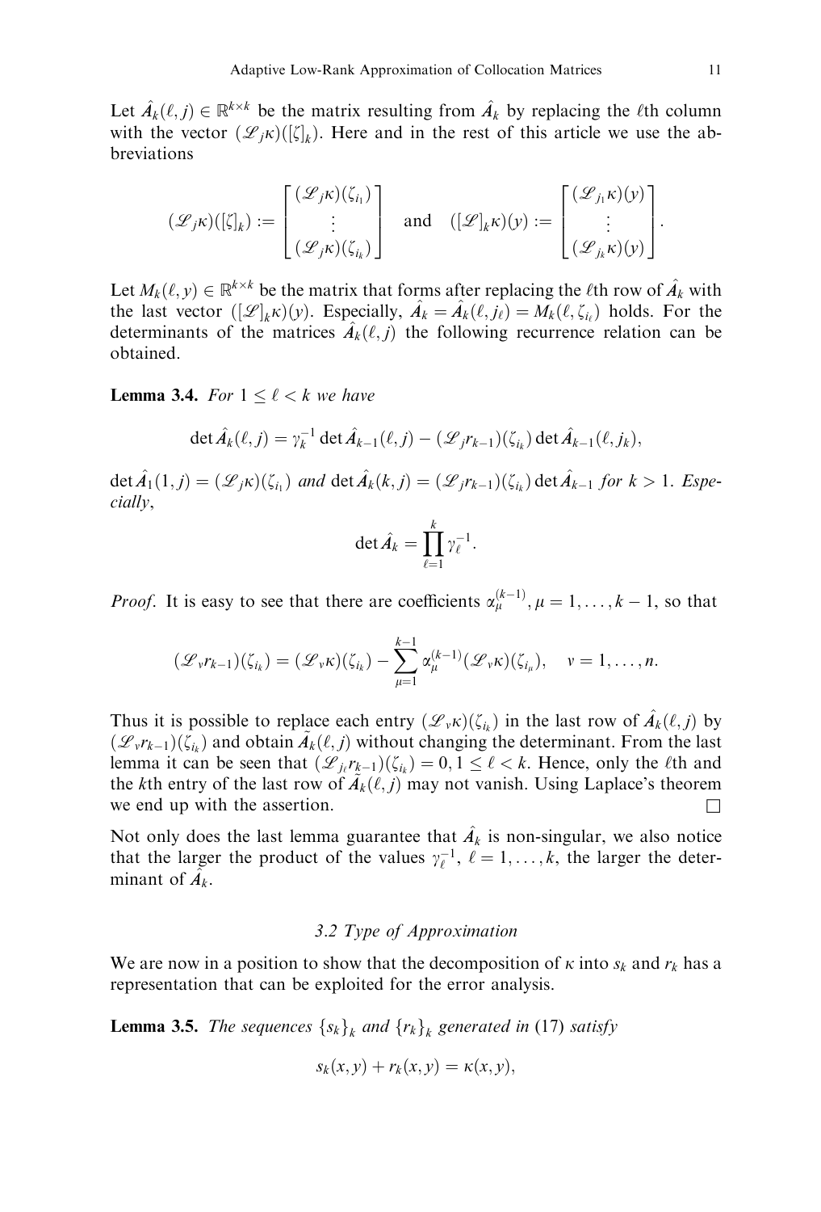Let $\hat{A}_k(\ell, j) \in \mathbb{R}^{k\times k}$ be the matrix resulting from $\hat{A}_k$ by replacing the $\ell$th column with the vector $(\mathscr{L}_j\kappa)([\zeta]_k)$. Here and in the rest of this article we use the abbreviations

$$(\mathscr{L}_j\kappa)([\zeta]_k) := \begin{bmatrix} (\mathscr{L}_j\kappa)(\zeta_{i_1}) \\ \vdots \\ (\mathscr{L}_j\kappa)(\zeta_{i_k}) \end{bmatrix} \quad \text{and} \quad ([\mathscr{L}]_k\kappa)(y) := \begin{bmatrix} (\mathscr{L}_{j_1}\kappa)(y) \\ \vdots \\ (\mathscr{L}_{j_k}\kappa)(y) \end{bmatrix}.$$

Let $M_k(\ell, y) \in \mathbb{R}^{k\times k}$ be the matrix that forms after replacing the $\ell$th row of $\hat{A}_k$ with the last vector $([\mathscr{L}]_k\kappa)(y)$. Especially, $\hat{A}_k = \hat{A}_k(\ell, j_\ell) = M_k(\ell, \zeta_{i_\ell})$ holds. For the determinants of the matrices $\hat{A}_k(\ell, j)$ the following recurrence relation can be obtained.

**Lemma 3.4.** *For $1 \leq \ell < k$ we have*

$$\det \hat{A}_k(\ell, j) = \gamma_k^{-1} \det \hat{A}_{k-1}(\ell, j) - (\mathscr{L}_j r_{k-1})(\zeta_{i_k}) \det \hat{A}_{k-1}(\ell, j_k),$$

$\det \hat{A}_1(1, j) = (\mathscr{L}_j\kappa)(\zeta_{i_1})$ *and* $\det \hat{A}_k(k, j) = (\mathscr{L}_j r_{k-1})(\zeta_{i_k}) \det \hat{A}_{k-1}$ *for* $k > 1$. *Especially,*

$$\det \hat{A}_k = \prod_{\ell=1}^{k} \gamma_\ell^{-1}.$$

*Proof.* It is easy to see that there are coefficients $\alpha_\mu^{(k-1)}, \mu = 1, \ldots, k-1$, so that

$$(\mathscr{L}_\nu r_{k-1})(\zeta_{i_k}) = (\mathscr{L}_\nu\kappa)(\zeta_{i_k}) - \sum_{\mu=1}^{k-1} \alpha_\mu^{(k-1)} (\mathscr{L}_\nu\kappa)(\zeta_{i_\mu}), \quad \nu = 1, \ldots, n.$$

Thus it is possible to replace each entry $(\mathscr{L}_\nu\kappa)(\zeta_{i_k})$ in the last row of $\hat{A}_k(\ell, j)$ by $(\mathscr{L}_\nu r_{k-1})(\zeta_{i_k})$ and obtain $\tilde{A}_k(\ell, j)$ without changing the determinant. From the last lemma it can be seen that $(\mathscr{L}_{j_\ell} r_{k-1})(\zeta_{i_k}) = 0, 1 \leq \ell < k$. Hence, only the $\ell$th and the $k$th entry of the last row of $\tilde{A}_k(\ell, j)$ may not vanish. Using Laplace's theorem we end up with the assertion. $\square$

Not only does the last lemma guarantee that $\hat{A}_k$ is non-singular, we also notice that the larger the product of the values $\gamma_\ell^{-1}$, $\ell = 1, \ldots, k$, the larger the determinant of $\hat{A}_k$.

### *3.2 Type of Approximation*

We are now in a position to show that the decomposition of $\kappa$ into $s_k$ and $r_k$ has a representation that can be exploited for the error analysis.

**Lemma 3.5.** *The sequences $\{s_k\}_k$ and $\{r_k\}_k$ generated in* (17) *satisfy*

$$s_k(x, y) + r_k(x, y) = \kappa(x, y),$$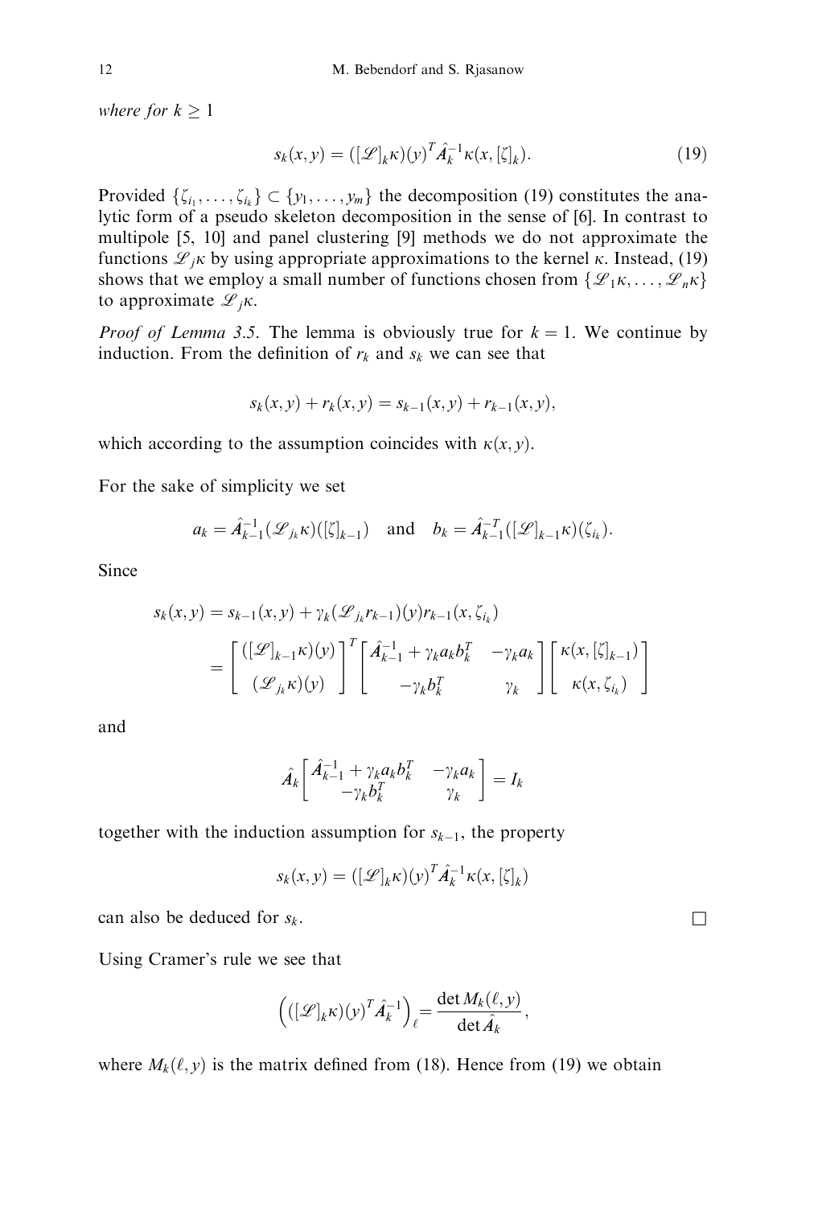*where for* $k \geq 1$

$$s_k(x,y) = ([\mathscr{L}]_k \kappa)(y)^T \hat{A}_k^{-1} \kappa(x, [\zeta]_k). \tag{19}$$

Provided $\{\zeta_{i_1}, \ldots, \zeta_{i_k}\} \subset \{y_1, \ldots, y_m\}$ the decomposition (19) constitutes the analytic form of a pseudo skeleton decomposition in the sense of [6]. In contrast to multipole [5, 10] and panel clustering [9] methods we do not approximate the functions $\mathscr{L}_j \kappa$ by using appropriate approximations to the kernel $\kappa$. Instead, (19) shows that we employ a small number of functions chosen from $\{\mathscr{L}_1 \kappa, \ldots, \mathscr{L}_n \kappa\}$ to approximate $\mathscr{L}_j \kappa$.

*Proof of Lemma 3.5.* The lemma is obviously true for $k = 1$. We continue by induction. From the definition of $r_k$ and $s_k$ we can see that

$$s_k(x,y) + r_k(x,y) = s_{k-1}(x,y) + r_{k-1}(x,y),$$

which according to the assumption coincides with $\kappa(x,y)$.

For the sake of simplicity we set

$$a_k = \hat{A}_{k-1}^{-1} (\mathscr{L}_{j_k} \kappa)([\zeta]_{k-1}) \quad \text{and} \quad b_k = \hat{A}_{k-1}^{-T} ([\mathscr{L}]_{k-1} \kappa)(\zeta_{i_k}).$$

Since

$$\begin{aligned} s_k(x,y) &= s_{k-1}(x,y) + \gamma_k (\mathscr{L}_{j_k} r_{k-1})(y) r_{k-1}(x, \zeta_{i_k}) \\ &= \begin{bmatrix} ([\mathscr{L}]_{k-1} \kappa)(y) \\ (\mathscr{L}_{j_k} \kappa)(y) \end{bmatrix}^T \begin{bmatrix} \hat{A}_{k-1}^{-1} + \gamma_k a_k b_k^T & -\gamma_k a_k \\ -\gamma_k b_k^T & \gamma_k \end{bmatrix} \begin{bmatrix} \kappa(x, [\zeta]_{k-1}) \\ \kappa(x, \zeta_{i_k}) \end{bmatrix} \end{aligned}$$

and

$$\hat{A}_k \begin{bmatrix} \hat{A}_{k-1}^{-1} + \gamma_k a_k b_k^T & -\gamma_k a_k \\ -\gamma_k b_k^T & \gamma_k \end{bmatrix} = I_k$$

together with the induction assumption for $s_{k-1}$, the property

$$s_k(x,y) = ([\mathscr{L}]_k \kappa)(y)^T \hat{A}_k^{-1} \kappa(x, [\zeta]_k)$$

can also be deduced for $s_k$. $\square$

Using Cramer's rule we see that

$$\left( ([\mathscr{L}]_k \kappa)(y)^T \hat{A}_k^{-1} \right)_\ell = \frac{\det M_k(\ell, y)}{\det \hat{A}_k},$$

where $M_k(\ell, y)$ is the matrix defined from (18). Hence from (19) we obtain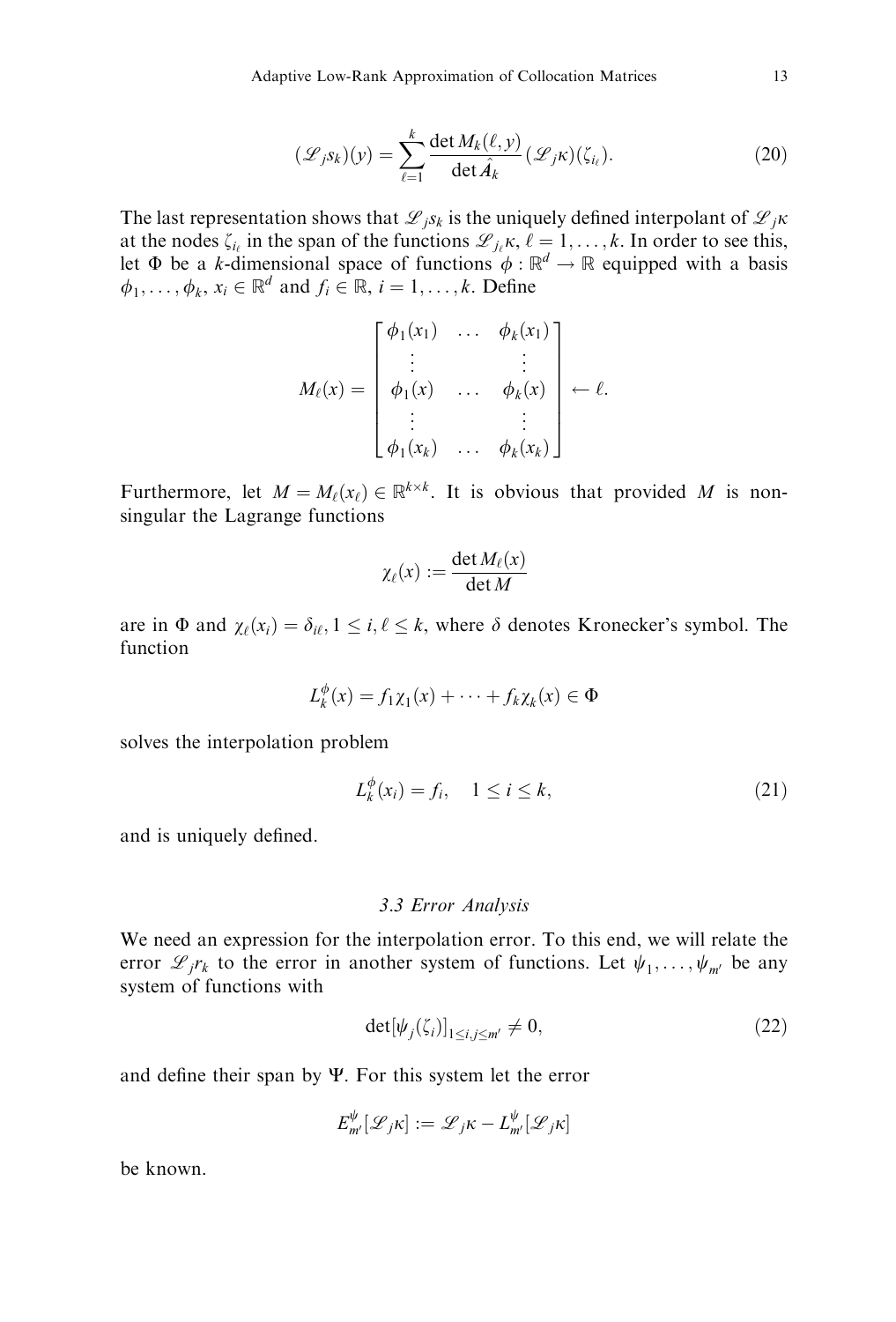$$(\mathscr{L}_j s_k)(y) = \sum_{\ell=1}^{k} \frac{\det M_k(\ell, y)}{\det \hat{A}_k} (\mathscr{L}_j \kappa)(\zeta_{i_\ell}). \tag{20}$$

The last representation shows that $\mathscr{L}_j s_k$ is the uniquely defined interpolant of $\mathscr{L}_j \kappa$ at the nodes $\zeta_{i_\ell}$ in the span of the functions $\mathscr{L}_{j_\ell} \kappa$, $\ell = 1, \ldots, k$. In order to see this, let $\Phi$ be a $k$-dimensional space of functions $\phi : \mathbb{R}^d \to \mathbb{R}$ equipped with a basis $\phi_1, \ldots, \phi_k$, $x_i \in \mathbb{R}^d$ and $f_i \in \mathbb{R}$, $i = 1, \ldots, k$. Define

$$M_\ell(x) = \begin{bmatrix} \phi_1(x_1) & \ldots & \phi_k(x_1) \\ \vdots & & \vdots \\ \phi_1(x) & \ldots & \phi_k(x) \\ \vdots & & \vdots \\ \phi_1(x_k) & \ldots & \phi_k(x_k) \end{bmatrix} \leftarrow \ell.$$

Furthermore, let $M = M_\ell(x_\ell) \in \mathbb{R}^{k \times k}$. It is obvious that provided $M$ is non-singular the Lagrange functions

$$\chi_\ell(x) := \frac{\det M_\ell(x)}{\det M}$$

are in $\Phi$ and $\chi_\ell(x_i) = \delta_{i\ell}$, $1 \le i, \ell \le k$, where $\delta$ denotes Kronecker's symbol. The function

$$L_k^\phi(x) = f_1 \chi_1(x) + \cdots + f_k \chi_k(x) \in \Phi$$

solves the interpolation problem

$$L_k^\phi(x_i) = f_i, \quad 1 \le i \le k, \tag{21}$$

and is uniquely defined.

### 3.3 Error Analysis

We need an expression for the interpolation error. To this end, we will relate the error $\mathscr{L}_j r_k$ to the error in another system of functions. Let $\psi_1, \ldots, \psi_{m'}$ be any system of functions with

$$\det[\psi_j(\zeta_i)]_{1 \le i,j \le m'} \ne 0, \tag{22}$$

and define their span by $\Psi$. For this system let the error

$$E_{m'}^\psi[\mathscr{L}_j \kappa] := \mathscr{L}_j \kappa - L_{m'}^\psi[\mathscr{L}_j \kappa]$$

be known.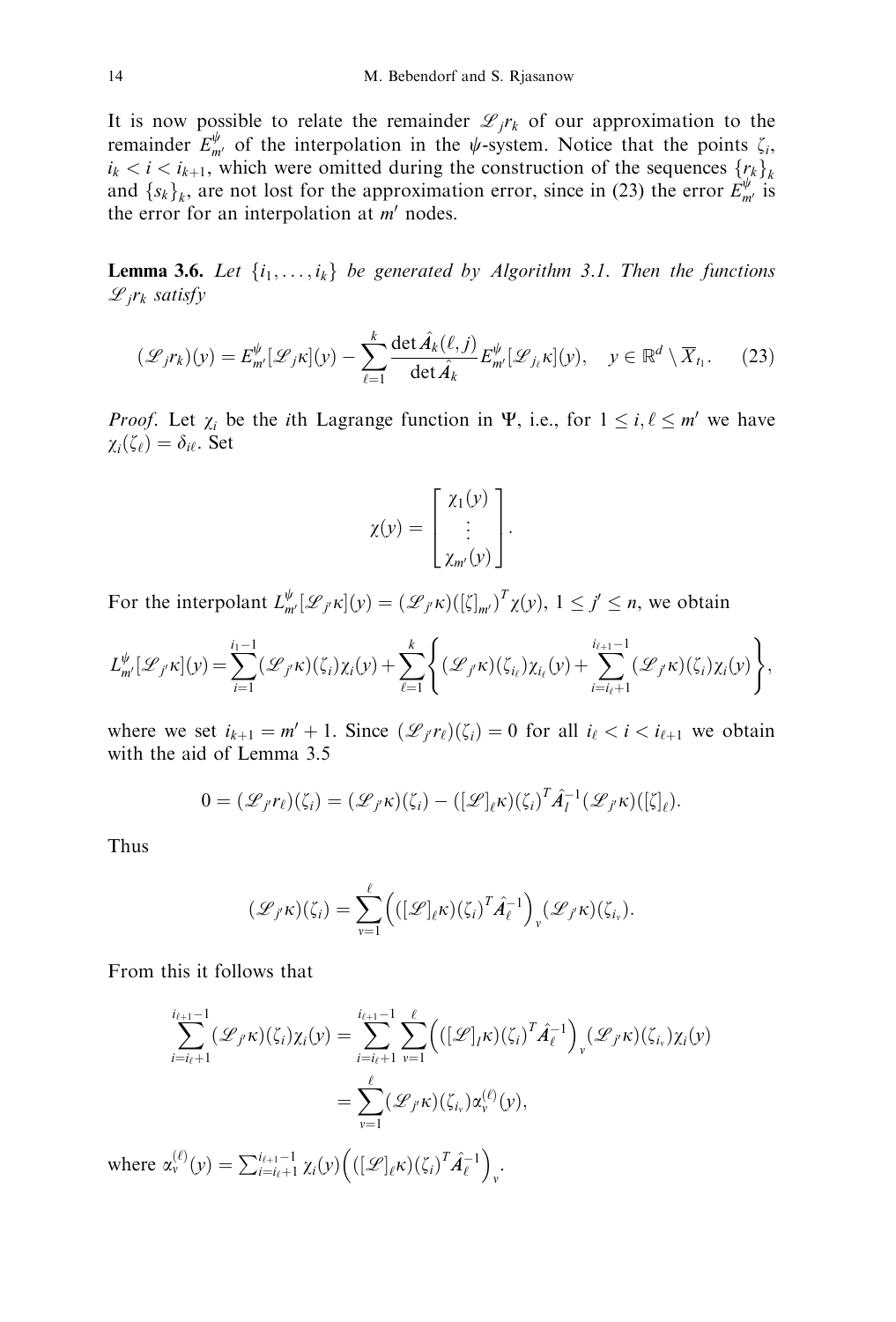It is now possible to relate the remainder $\mathscr{L}_j r_k$ of our approximation to the remainder $E^{\psi}_{m'}$ of the interpolation in the $\psi$-system. Notice that the points $\zeta_i$, $i_k < i < i_{k+1}$, which were omitted during the construction of the sequences $\{r_k\}_k$ and $\{s_k\}_k$, are not lost for the approximation error, since in (23) the error $E^{\psi}_{m'}$ is the error for an interpolation at $m'$ nodes.

**Lemma 3.6.** *Let $\{i_1, \ldots, i_k\}$ be generated by Algorithm 3.1. Then the functions $\mathscr{L}_j r_k$ satisfy*

$$(\mathscr{L}_j r_k)(y) = E^{\psi}_{m'}[\mathscr{L}_j \kappa](y) - \sum_{\ell=1}^{k} \frac{\det \hat{A}_k(\ell, j)}{\det \hat{A}_k} E^{\psi}_{m'}[\mathscr{L}_{j_\ell} \kappa](y), \quad y \in \mathbb{R}^d \setminus \overline{X}_{t_1}. \tag{23}$$

*Proof*. Let $\chi_i$ be the $i$th Lagrange function in $\Psi$, i.e., for $1 \le i, \ell \le m'$ we have $\chi_i(\zeta_\ell) = \delta_{i\ell}$. Set

$$\chi(y) = \begin{bmatrix} \chi_1(y) \\ \vdots \\ \chi_{m'}(y) \end{bmatrix}.$$

For the interpolant $L^{\psi}_{m'}[\mathscr{L}_{j'}\kappa](y) = (\mathscr{L}_{j'}\kappa)([\zeta]_{m'})^T \chi(y)$, $1 \le j' \le n$, we obtain

$$L^{\psi}_{m'}[\mathscr{L}_{j'}\kappa](y) = \sum_{i=1}^{i_1 - 1} (\mathscr{L}_{j'}\kappa)(\zeta_i)\chi_i(y) + \sum_{\ell=1}^{k} \left\{ (\mathscr{L}_{j'}\kappa)(\zeta_{i_\ell})\chi_{i_\ell}(y) + \sum_{i=i_\ell+1}^{i_{\ell+1}-1} (\mathscr{L}_{j'}\kappa)(\zeta_i)\chi_i(y) \right\},$$

where we set $i_{k+1} = m' + 1$. Since $(\mathscr{L}_{j'} r_\ell)(\zeta_i) = 0$ for all $i_\ell < i < i_{\ell+1}$ we obtain with the aid of Lemma 3.5

$$0 = (\mathscr{L}_{j'} r_\ell)(\zeta_i) = (\mathscr{L}_{j'}\kappa)(\zeta_i) - ([\mathscr{L}]_\ell \kappa)(\zeta_i)^T \hat{A}_l^{-1} (\mathscr{L}_{j'}\kappa)([\zeta]_\ell).$$

Thus

$$(\mathscr{L}_{j'}\kappa)(\zeta_i) = \sum_{\nu=1}^{\ell} \Big( ([\mathscr{L}]_\ell \kappa)(\zeta_i)^T \hat{A}_\ell^{-1} \Big)_\nu (\mathscr{L}_{j'}\kappa)(\zeta_{i_\nu}).$$

From this it follows that

$$\begin{aligned} \sum_{i=i_\ell+1}^{i_{\ell+1}-1} (\mathscr{L}_{j'}\kappa)(\zeta_i)\chi_i(y) &= \sum_{i=i_\ell+1}^{i_{\ell+1}-1} \sum_{\nu=1}^{\ell} \Big( ([\mathscr{L}]_l \kappa)(\zeta_i)^T \hat{A}_\ell^{-1} \Big)_\nu (\mathscr{L}_{j'}\kappa)(\zeta_{i_\nu})\chi_i(y) \\ &= \sum_{\nu=1}^{\ell} (\mathscr{L}_{j'}\kappa)(\zeta_{i_\nu}) \alpha_\nu^{(\ell)}(y), \end{aligned}$$

where $\alpha_\nu^{(\ell)}(y) = \sum_{i=i_\ell+1}^{i_{\ell+1}-1} \chi_i(y) \Big( ([\mathscr{L}]_\ell \kappa)(\zeta_i)^T \hat{A}_\ell^{-1} \Big)_\nu$.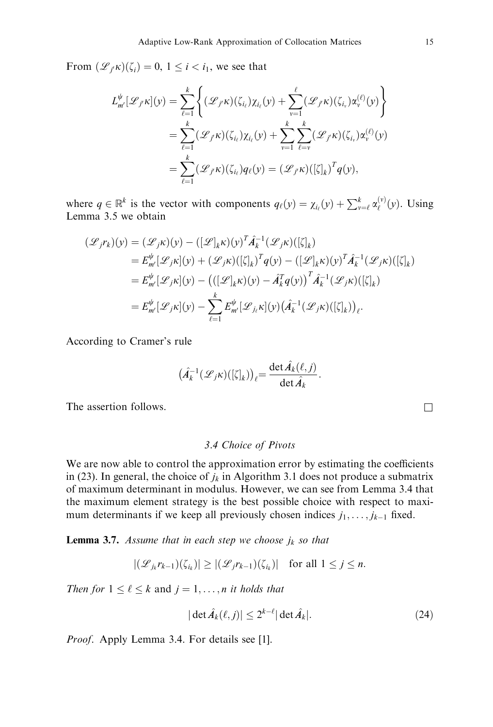From $(\mathscr{L}_{j'}\kappa)(\zeta_i) = 0$, $1 \le i < i_1$, we see that

$$
\begin{aligned}
L_{m'}^{\psi}[\mathscr{L}_{j'}\kappa](y) &= \sum_{\ell=1}^{k} \left\{ (\mathscr{L}_{j'}\kappa)(\zeta_{i_\ell})\chi_{i_\ell}(y) + \sum_{\nu=1}^{\ell} (\mathscr{L}_{j'}\kappa)(\zeta_{i_\nu})\alpha_\nu^{(\ell)}(y) \right\} \\
&= \sum_{\ell=1}^{k} (\mathscr{L}_{j'}\kappa)(\zeta_{i_\ell})\chi_{i_\ell}(y) + \sum_{\nu=1}^{k}\sum_{\ell=\nu}^{k} (\mathscr{L}_{j'}\kappa)(\zeta_{i_\nu})\alpha_\nu^{(\ell)}(y) \\
&= \sum_{\ell=1}^{k} (\mathscr{L}_{j'}\kappa)(\zeta_{i_\ell}) q_\ell(y) = (\mathscr{L}_{j'}\kappa)([\zeta]_k)^T q(y),
\end{aligned}
$$

where $q \in \mathbb{R}^k$ is the vector with components $q_\ell(y) = \chi_{i_\ell}(y) + \sum_{\nu=\ell}^{k} \alpha_\ell^{(\nu)}(y)$. Using Lemma 3.5 we obtain

$$
\begin{aligned}
(\mathscr{L}_j r_k)(y) &= (\mathscr{L}_j\kappa)(y) - ([\mathscr{L}]_k\kappa)(y)^T \hat{A}_k^{-1} (\mathscr{L}_j\kappa)([\zeta]_k) \\
&= E_{m'}^{\psi}[\mathscr{L}_j\kappa](y) + (\mathscr{L}_j\kappa)([\zeta]_k)^T q(y) - ([\mathscr{L}]_k\kappa)(y)^T \hat{A}_k^{-1} (\mathscr{L}_j\kappa)([\zeta]_k) \\
&= E_{m'}^{\psi}[\mathscr{L}_j\kappa](y) - \left( ([\mathscr{L}]_k\kappa)(y) - \hat{A}_k^T q(y) \right)^T \hat{A}_k^{-1} (\mathscr{L}_j\kappa)([\zeta]_k) \\
&= E_{m'}^{\psi}[\mathscr{L}_j\kappa](y) - \sum_{\ell=1}^{k} E_{m'}^{\psi}[\mathscr{L}_{j_\ell}\kappa](y) \left( \hat{A}_k^{-1} (\mathscr{L}_j\kappa)([\zeta]_k) \right)_\ell.
\end{aligned}
$$

According to Cramer's rule

$$
\left( \hat{A}_k^{-1} (\mathscr{L}_j\kappa)([\zeta]_k) \right)_\ell = \frac{\det \hat{A}_k(\ell, j)}{\det \hat{A}_k}.
$$

The assertion follows. $\square$

### 3.4 Choice of Pivots

We are now able to control the approximation error by estimating the coefficients in (23). In general, the choice of $j_k$ in Algorithm 3.1 does not produce a submatrix of maximum determinant in modulus. However, we can see from Lemma 3.4 that the maximum element strategy is the best possible choice with respect to maximum determinants if we keep all previously chosen indices $j_1, \ldots, j_{k-1}$ fixed.

**Lemma 3.7.** *Assume that in each step we choose $j_k$ so that*

$$
|(\mathscr{L}_{j_k} r_{k-1})(\zeta_{i_k})| \ge |(\mathscr{L}_j r_{k-1})(\zeta_{i_k})| \quad \text{for all } 1 \le j \le n.
$$

*Then for $1 \le \ell \le k$ and $j = 1, \ldots, n$ it holds that*

$$
|\det \hat{A}_k(\ell, j)| \le 2^{k-\ell} |\det \hat{A}_k|. \tag{24}
$$

*Proof*. Apply Lemma 3.4. For details see [1].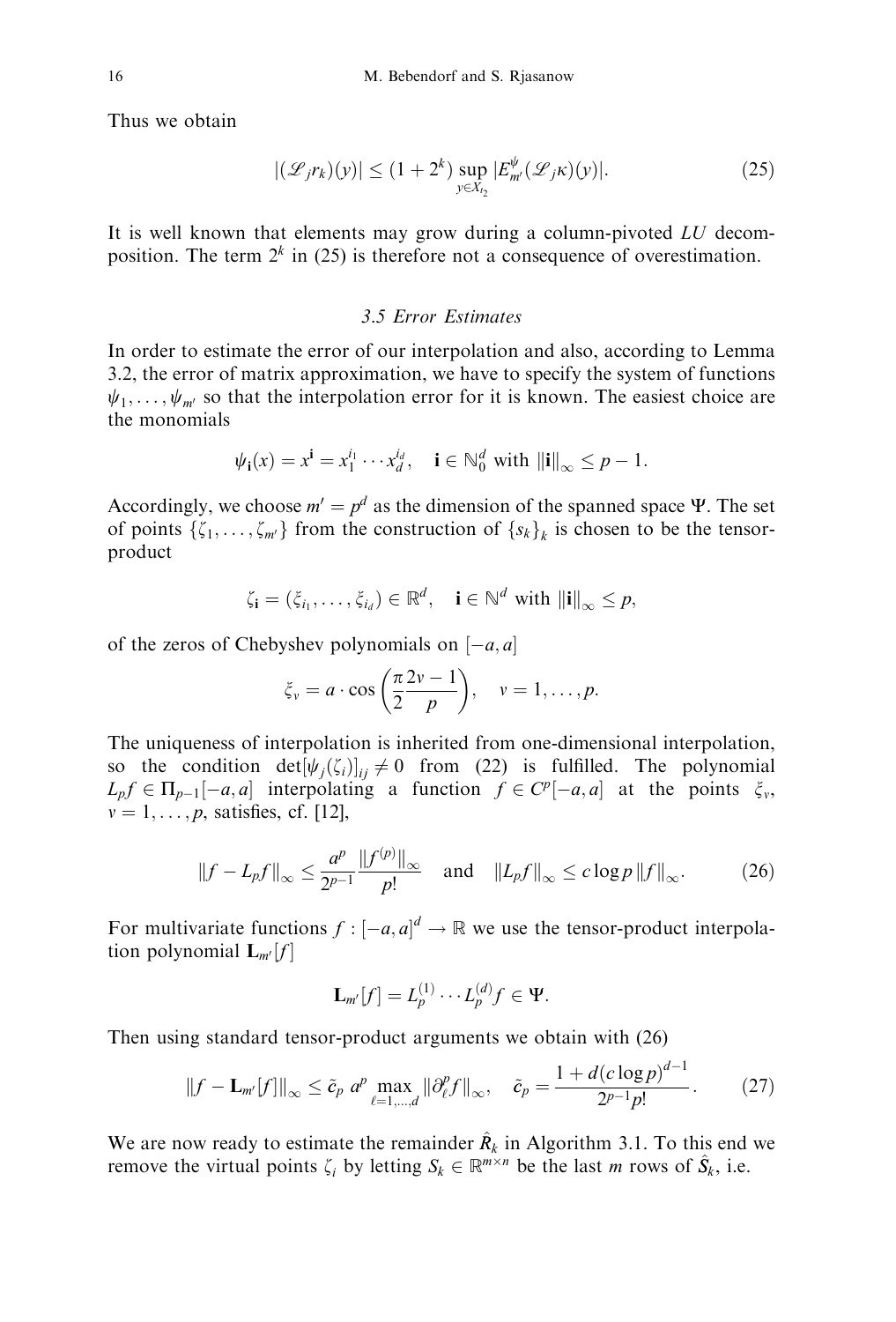Thus we obtain

$$|(\mathscr{L}_j r_k)(y)| \le (1+2^k) \sup_{y \in X_{t_2}} |E^{\psi}_{m'}(\mathscr{L}_j \kappa)(y)|. \tag{25}$$

It is well known that elements may grow during a column-pivoted $LU$ decomposition. The term $2^k$ in (25) is therefore not a consequence of overestimation.

### 3.5 Error Estimates

In order to estimate the error of our interpolation and also, according to Lemma 3.2, the error of matrix approximation, we have to specify the system of functions $\psi_1, \ldots, \psi_{m'}$ so that the interpolation error for it is known. The easiest choice are the monomials

$$\psi_{\mathbf{i}}(x) = x^{\mathbf{i}} = x_1^{i_1} \cdots x_d^{i_d}, \quad \mathbf{i} \in \mathbb{N}_0^d \text{ with } \|\mathbf{i}\|_\infty \le p-1.$$

Accordingly, we choose $m' = p^d$ as the dimension of the spanned space $\Psi$. The set of points $\{\zeta_1, \ldots, \zeta_{m'}\}$ from the construction of $\{s_k\}_k$ is chosen to be the tensor-product

$$\zeta_{\mathbf{i}} = (\xi_{i_1}, \ldots, \xi_{i_d}) \in \mathbb{R}^d, \quad \mathbf{i} \in \mathbb{N}^d \text{ with } \|\mathbf{i}\|_\infty \le p,$$

of the zeros of Chebyshev polynomials on $[-a, a]$

$$\xi_\nu = a \cdot \cos\left(\frac{\pi}{2}\frac{2\nu - 1}{p}\right), \quad \nu = 1, \ldots, p.$$

The uniqueness of interpolation is inherited from one-dimensional interpolation, so the condition $\det[\psi_j(\zeta_i)]_{ij} \ne 0$ from (22) is fulfilled. The polynomial $L_p f \in \Pi_{p-1}[-a, a]$ interpolating a function $f \in C^p[-a, a]$ at the points $\xi_\nu$, $\nu = 1, \ldots, p$, satisfies, cf. [12],

$$\|f - L_p f\|_\infty \le \frac{a^p}{2^{p-1}} \frac{\|f^{(p)}\|_\infty}{p!} \quad \text{and} \quad \|L_p f\|_\infty \le c \log p \, \|f\|_\infty. \tag{26}$$

For multivariate functions $f : [-a, a]^d \to \mathbb{R}$ we use the tensor-product interpolation polynomial $\mathbf{L}_{m'}[f]$

$$\mathbf{L}_{m'}[f] = L_p^{(1)} \cdots L_p^{(d)} f \in \Psi.$$

Then using standard tensor-product arguments we obtain with (26)

$$\|f - \mathbf{L}_{m'}[f]\|_\infty \le \tilde{c}_p \; a^p \max_{\ell = 1, \ldots, d} \|\partial_\ell^p f\|_\infty, \quad \tilde{c}_p = \frac{1 + d(c \log p)^{d-1}}{2^{p-1} p!}. \tag{27}$$

We are now ready to estimate the remainder $\hat{R}_k$ in Algorithm 3.1. To this end we remove the virtual points $\zeta_i$ by letting $S_k \in \mathbb{R}^{m \times n}$ be the last $m$ rows of $\hat{S}_k$, i.e.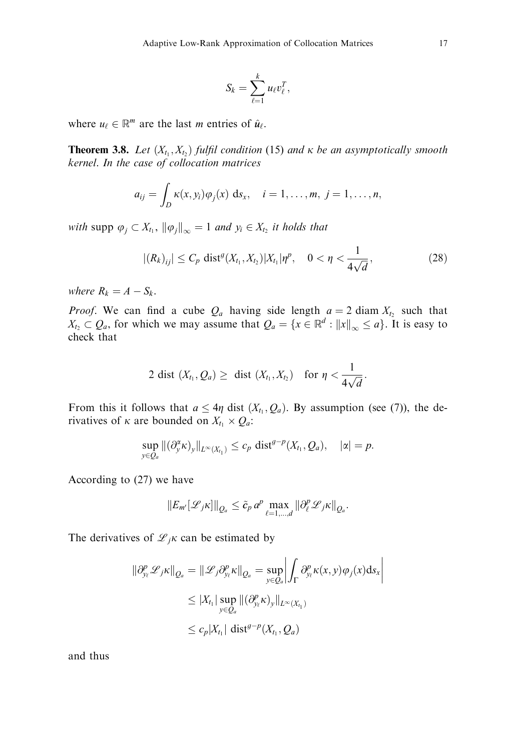$$S_k = \sum_{\ell=1}^{k} u_\ell v_\ell^T,$$

where $u_\ell \in \mathbb{R}^m$ are the last $m$ entries of $\hat{\boldsymbol{u}}_\ell$.

**Theorem 3.8.** *Let* $(X_{t_1}, X_{t_2})$ *fulfil condition* (15) *and* $\kappa$ *be an asymptotically smooth kernel. In the case of collocation matrices*

$$a_{ij} = \int_D \kappa(x, y_i)\varphi_j(x)\ \mathrm{d}s_x, \quad i = 1, \ldots, m,\ j = 1, \ldots, n,$$

*with* $\operatorname{supp} \varphi_j \subset X_{t_1}$, $\|\varphi_j\|_\infty = 1$ *and* $y_i \in X_{t_2}$ *it holds that*

$$|(R_k)_{ij}| \le C_p \operatorname{dist}^g(X_{t_1}, X_{t_2})|X_{t_1}|\eta^p, \quad 0 < \eta < \frac{1}{4\sqrt{d}}, \tag{28}$$

*where* $R_k = A - S_k$.

*Proof*. We can find a cube $Q_a$ having side length $a = 2 \operatorname{diam} X_{t_2}$ such that $X_{t_2} \subset Q_a$, for which we may assume that $Q_a = \{x \in \mathbb{R}^d : \|x\|_\infty \le a\}$. It is easy to check that

$$2 \operatorname{dist}(X_{t_1}, Q_a) \ge \operatorname{dist}(X_{t_1}, X_{t_2}) \quad \text{for } \eta < \frac{1}{4\sqrt{d}}.$$

From this it follows that $a \le 4\eta \operatorname{dist}(X_{t_1}, Q_a)$. By assumption (see (7)), the derivatives of $\kappa$ are bounded on $X_{t_1} \times Q_a$:

$$\sup_{y \in Q_a} \|(\partial_y^\alpha \kappa)_y\|_{L^\infty(X_{t_1})} \le c_p \operatorname{dist}^{g-p}(X_{t_1}, Q_a), \quad |\alpha| = p.$$

According to (27) we have

$$\|E_{m'}[\mathscr{L}_j\kappa]\|_{Q_a} \le \tilde{c}_p\, a^p \max_{\ell=1,\ldots,d} \|\partial_\ell^p \mathscr{L}_j\kappa\|_{Q_a}.$$

The derivatives of $\mathscr{L}_j\kappa$ can be estimated by

$$\begin{aligned}
\|\partial_{y_\ell}^p \mathscr{L}_j\kappa\|_{Q_a} = \|\mathscr{L}_j\partial_{y_\ell}^p\kappa\|_{Q_a} &= \sup_{y \in Q_a}\left|\int_\Gamma \partial_{y_\ell}^p \kappa(x, y)\varphi_j(x)\mathrm{d}s_x\right| \\
&\le |X_{t_1}| \sup_{y \in Q_a} \|(\partial_{y_\ell}^p\kappa)_y\|_{L^\infty(X_{t_1})} \\
&\le c_p|X_{t_1}| \operatorname{dist}^{g-p}(X_{t_1}, Q_a)
\end{aligned}$$

and thus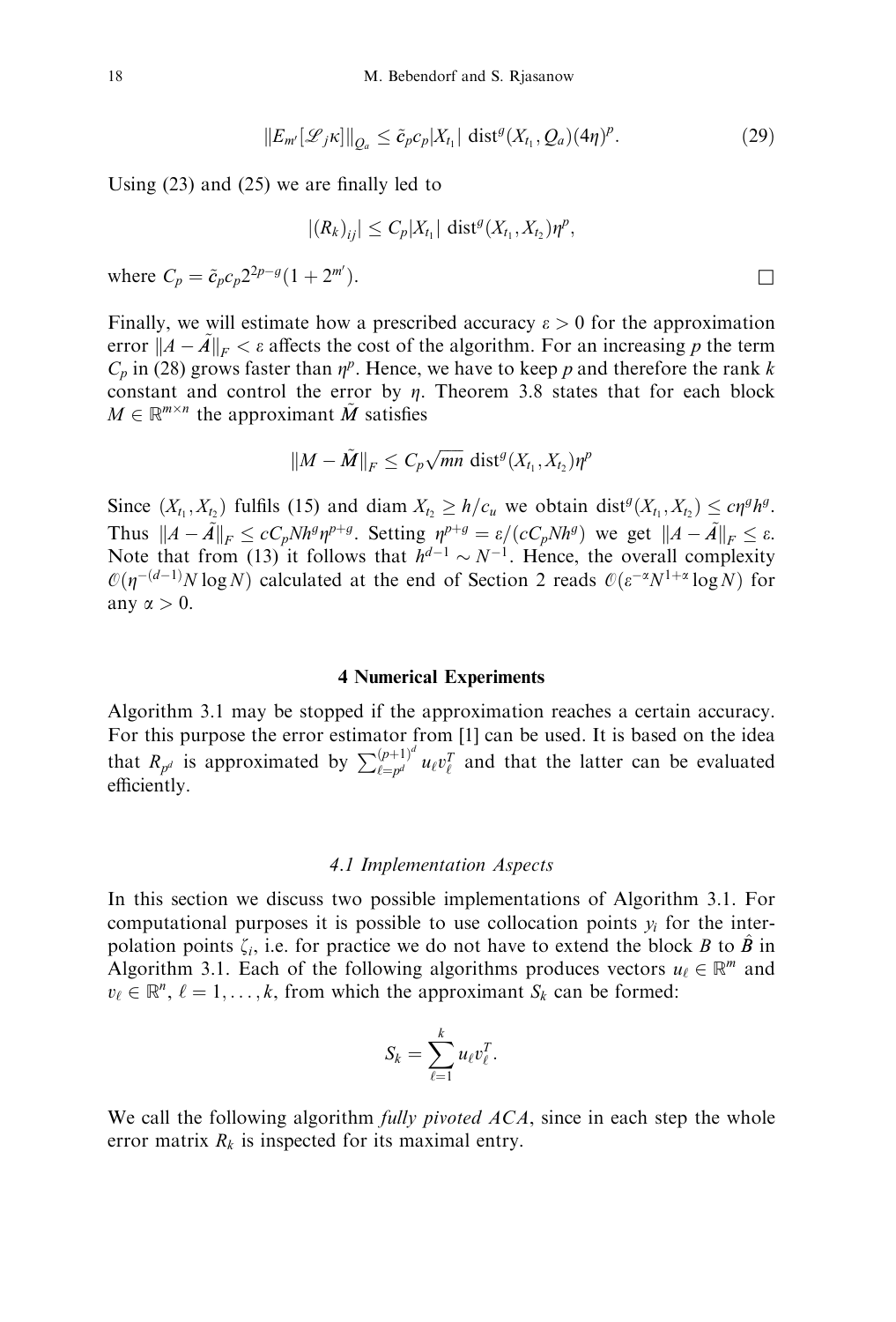$$\|E_{m'}[\mathscr{L}_j\kappa]\|_{Q_a} \leq \tilde{c}_p c_p |X_{t_1}| \operatorname{dist}^g(X_{t_1}, Q_a)(4\eta)^p. \tag{29}$$

Using (23) and (25) we are finally led to

$$|(R_k)_{ij}| \leq C_p |X_{t_1}| \operatorname{dist}^g(X_{t_1}, X_{t_2})\eta^p,$$

where $C_p = \tilde{c}_p c_p 2^{2p-g}(1 + 2^{m'})$. $\square$

Finally, we will estimate how a prescribed accuracy $\varepsilon > 0$ for the approximation error $\|A - \tilde{A}\|_F < \varepsilon$ affects the cost of the algorithm. For an increasing $p$ the term $C_p$ in (28) grows faster than $\eta^p$. Hence, we have to keep $p$ and therefore the rank $k$ constant and control the error by $\eta$. Theorem 3.8 states that for each block $M \in \mathbb{R}^{m\times n}$ the approximant $\tilde{M}$ satisfies

$$\|M - \tilde{M}\|_F \leq C_p \sqrt{mn} \operatorname{dist}^g(X_{t_1}, X_{t_2})\eta^p$$

Since $(X_{t_1}, X_{t_2})$ fulfils (15) and $\operatorname{diam} X_{t_2} \geq h/c_u$ we obtain $\operatorname{dist}^g(X_{t_1}, X_{t_2}) \leq c\eta^g h^g$. Thus $\|A - \tilde{A}\|_F \leq cC_p N h^g \eta^{p+g}$. Setting $\eta^{p+g} = \varepsilon/(cC_p N h^g)$ we get $\|A - \tilde{A}\|_F \leq \varepsilon$. Note that from (13) it follows that $h^{d-1} \sim N^{-1}$. Hence, the overall complexity $\mathcal{O}(\eta^{-(d-1)} N \log N)$ calculated at the end of Section 2 reads $\mathcal{O}(\varepsilon^{-\alpha} N^{1+\alpha} \log N)$ for any $\alpha > 0$.

## 4 Numerical Experiments

Algorithm 3.1 may be stopped if the approximation reaches a certain accuracy. For this purpose the error estimator from [1] can be used. It is based on the idea that $R_{p^d}$ is approximated by $\sum_{\ell=p^d}^{(p+1)^d} u_\ell v_\ell^T$ and that the latter can be evaluated efficiently.

### 4.1 Implementation Aspects

In this section we discuss two possible implementations of Algorithm 3.1. For computational purposes it is possible to use collocation points $y_i$ for the interpolation points $\zeta_i$, i.e. for practice we do not have to extend the block $B$ to $\hat{B}$ in Algorithm 3.1. Each of the following algorithms produces vectors $u_\ell \in \mathbb{R}^m$ and $v_\ell \in \mathbb{R}^n$, $\ell = 1, \ldots, k$, from which the approximant $S_k$ can be formed:

$$S_k = \sum_{\ell=1}^{k} u_\ell v_\ell^T.$$

We call the following algorithm *fully pivoted ACA*, since in each step the whole error matrix $R_k$ is inspected for its maximal entry.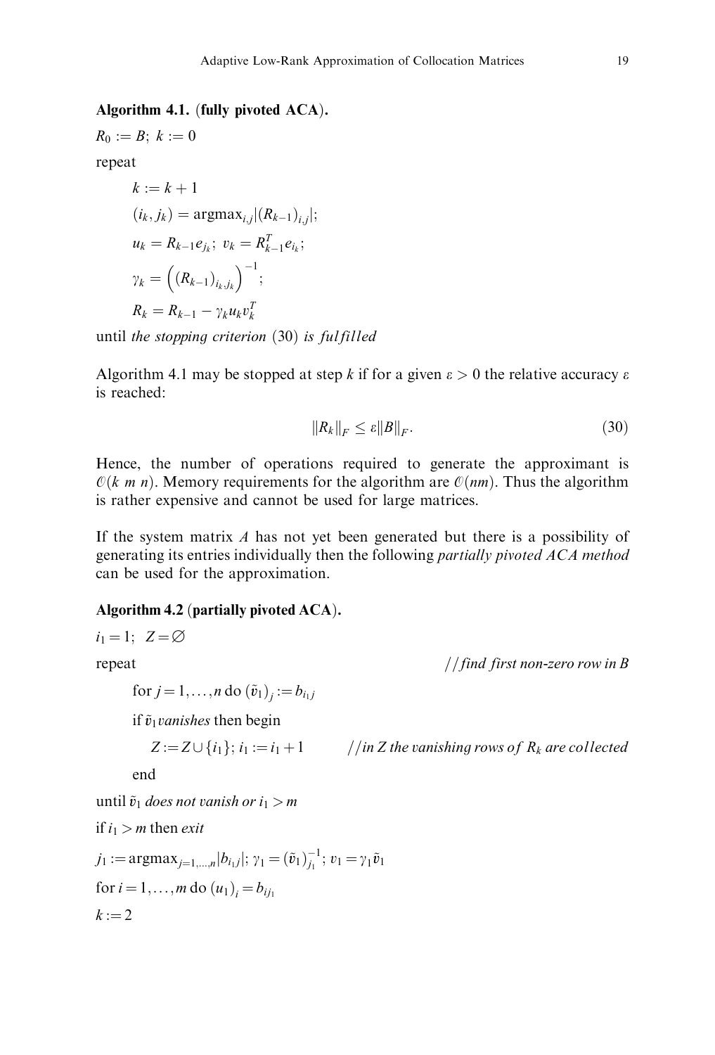**Algorithm 4.1. (fully pivoted ACA).**

$R_0 := B;\ k := 0$

repeat

$\quad k := k + 1$

$\quad (i_k, j_k) = \operatorname{argmax}_{i,j} |(R_{k-1})_{i,j}|;$

$\quad u_k = R_{k-1} e_{j_k};\ v_k = R_{k-1}^T e_{i_k};$

$\quad \gamma_k = \left( (R_{k-1})_{i_k, j_k} \right)^{-1};$

$\quad R_k = R_{k-1} - \gamma_k u_k v_k^T$

until *the stopping criterion* (30) *is fulfilled*

Algorithm 4.1 may be stopped at step $k$ if for a given $\varepsilon > 0$ the relative accuracy $\varepsilon$ is reached:

$$\|R_k\|_F \leq \varepsilon \|B\|_F. \tag{30}$$

Hence, the number of operations required to generate the approximant is $\mathcal{O}(k\ m\ n)$. Memory requirements for the algorithm are $\mathcal{O}(nm)$. Thus the algorithm is rather expensive and cannot be used for large matrices.

If the system matrix $A$ has not yet been generated but there is a possibility of generating its entries individually then the following *partially pivoted ACA method* can be used for the approximation.

**Algorithm 4.2 (partially pivoted ACA).**

$i_1 = 1;\ \ Z = \emptyset$

repeat $\qquad$ *//find first non-zero row in B*

$\quad$ for $j = 1, \ldots, n$ do $(\tilde{v}_1)_j := b_{i_1 j}$

$\quad$ if $\tilde{v}_1$ *vanishes* then begin

$\qquad Z := Z \cup \{i_1\};\ i_1 := i_1 + 1$ $\qquad$ *//in Z the vanishing rows of $R_k$ are collected*

$\quad$ end

until $\tilde{v}_1$ *does not vanish or* $i_1 > m$

if $i_1 > m$ then *exit*

$j_1 := \operatorname{argmax}_{j=1,\ldots,n} |b_{i_1 j}|;\ \gamma_1 = (\tilde{v}_1)_{j_1}^{-1};\ v_1 = \gamma_1 \tilde{v}_1$

for $i = 1, \ldots, m$ do $(u_1)_i = b_{i j_1}$

$k := 2$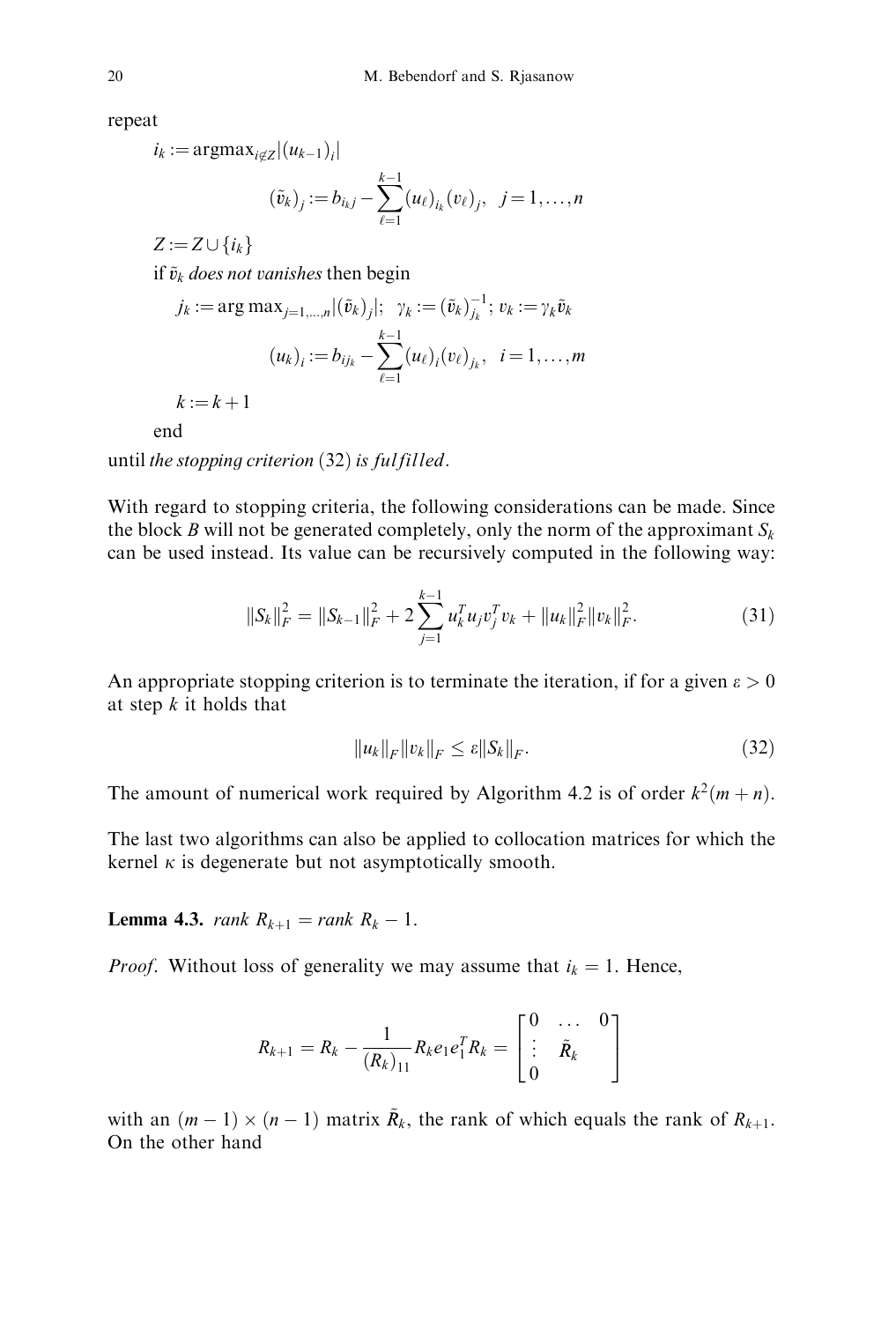repeat

$i_k := \operatorname{argmax}_{i \notin Z} |(u_{k-1})_i|$

$$(\tilde{v}_k)_j := b_{i_k j} - \sum_{\ell=1}^{k-1} (u_\ell)_{i_k} (v_\ell)_j, \quad j = 1, \ldots, n$$

$Z := Z \cup \{i_k\}$

if $\tilde{v}_k$ *does not vanishes* then begin

$$j_k := \arg\max_{j=1,\ldots,n} |(\tilde{v}_k)_j|; \quad \gamma_k := (\tilde{v}_k)_{j_k}^{-1}; \; v_k := \gamma_k \tilde{v}_k$$

$$(u_k)_i := b_{i j_k} - \sum_{\ell=1}^{k-1} (u_\ell)_i (v_\ell)_{j_k}, \quad i = 1, \ldots, m$$

$k := k + 1$

end

until *the stopping criterion* (32) *is fulfilled*.

With regard to stopping criteria, the following considerations can be made. Since the block $B$ will not be generated completely, only the norm of the approximant $S_k$ can be used instead. Its value can be recursively computed in the following way:

$$\|S_k\|_F^2 = \|S_{k-1}\|_F^2 + 2 \sum_{j=1}^{k-1} u_k^T u_j v_j^T v_k + \|u_k\|_F^2 \|v_k\|_F^2. \tag{31}$$

An appropriate stopping criterion is to terminate the iteration, if for a given $\varepsilon > 0$ at step $k$ it holds that

$$\|u_k\|_F \|v_k\|_F \leq \varepsilon \|S_k\|_F. \tag{32}$$

The amount of numerical work required by Algorithm 4.2 is of order $k^2(m+n)$.

The last two algorithms can also be applied to collocation matrices for which the kernel $\kappa$ is degenerate but not asymptotically smooth.

**Lemma 4.3.** *rank* $R_{k+1} =$ *rank* $R_k - 1$.

*Proof*. Without loss of generality we may assume that $i_k = 1$. Hence,

$$R_{k+1} = R_k - \frac{1}{(R_k)_{11}} R_k e_1 e_1^T R_k = \begin{bmatrix} 0 & \ldots & 0 \\ \vdots & \tilde{R}_k & \\ 0 & & \end{bmatrix}$$

with an $(m-1) \times (n-1)$ matrix $\tilde{R}_k$, the rank of which equals the rank of $R_{k+1}$. On the other hand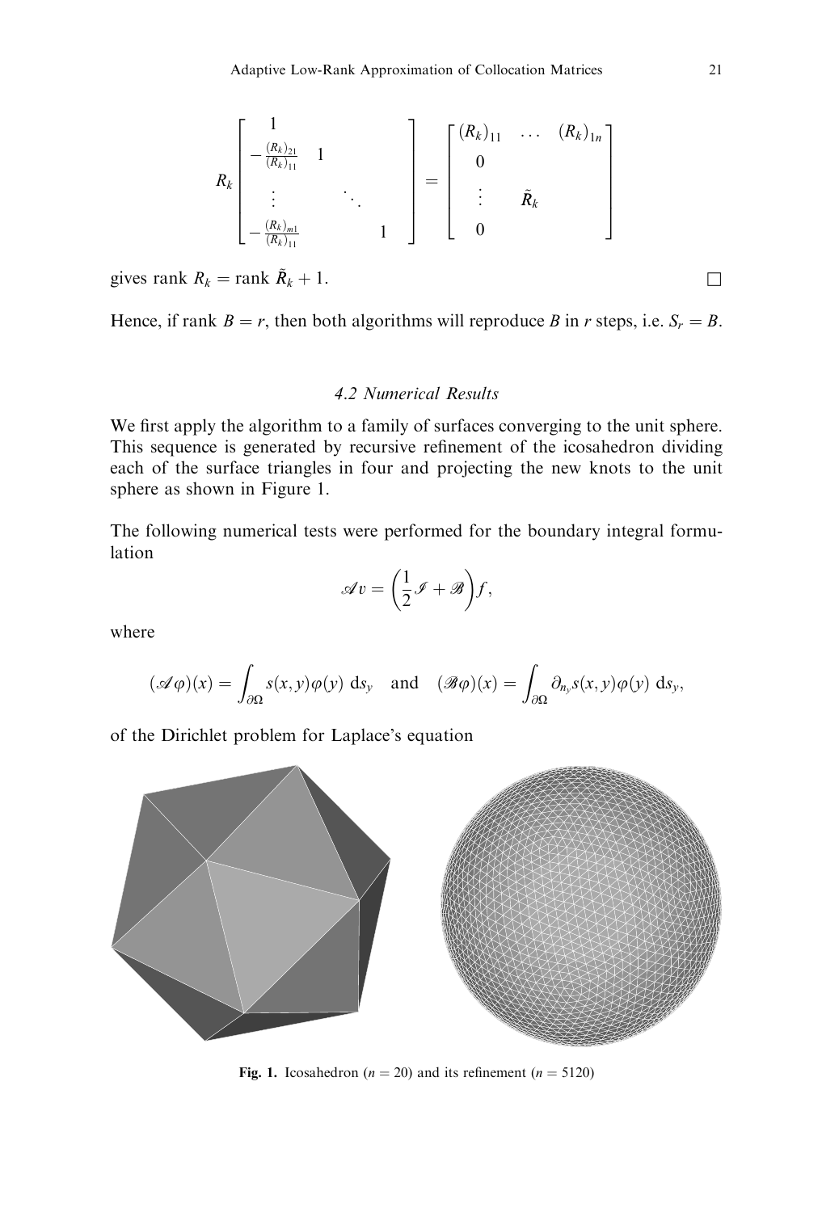$$
R_k \begin{bmatrix} 1 & & & \\ -\frac{(R_k)_{21}}{(R_k)_{11}} & 1 & & \\ \vdots & & \ddots & \\ -\frac{(R_k)_{m1}}{(R_k)_{11}} & & & 1 \end{bmatrix} = \begin{bmatrix} (R_k)_{11} & \dots & (R_k)_{1n} \\ 0 & & \\ \vdots & \tilde{R}_k & \\ 0 & & \end{bmatrix}
$$

gives rank $R_k = \text{rank } \tilde{R}_k + 1$. □

Hence, if rank $B = r$, then both algorithms will reproduce $B$ in $r$ steps, i.e. $S_r = B$.

### 4.2 Numerical Results

We first apply the algorithm to a family of surfaces converging to the unit sphere. This sequence is generated by recursive refinement of the icosahedron dividing each of the surface triangles in four and projecting the new knots to the unit sphere as shown in Figure 1.

The following numerical tests were performed for the boundary integral formulation

$$
\mathscr{A}v = \left(\frac{1}{2}\mathscr{I} + \mathscr{B}\right)f,
$$

where

$$
(\mathscr{A}\varphi)(x) = \int_{\partial\Omega} s(x,y)\varphi(y) \, \mathrm{d}s_y \quad \text{and} \quad (\mathscr{B}\varphi)(x) = \int_{\partial\Omega} \partial_{n_y} s(x,y)\varphi(y) \, \mathrm{d}s_y,
$$

of the Dirichlet problem for Laplace's equation

**Fig. 1.** Icosahedron ($n = 20$) and its refinement ($n = 5120$)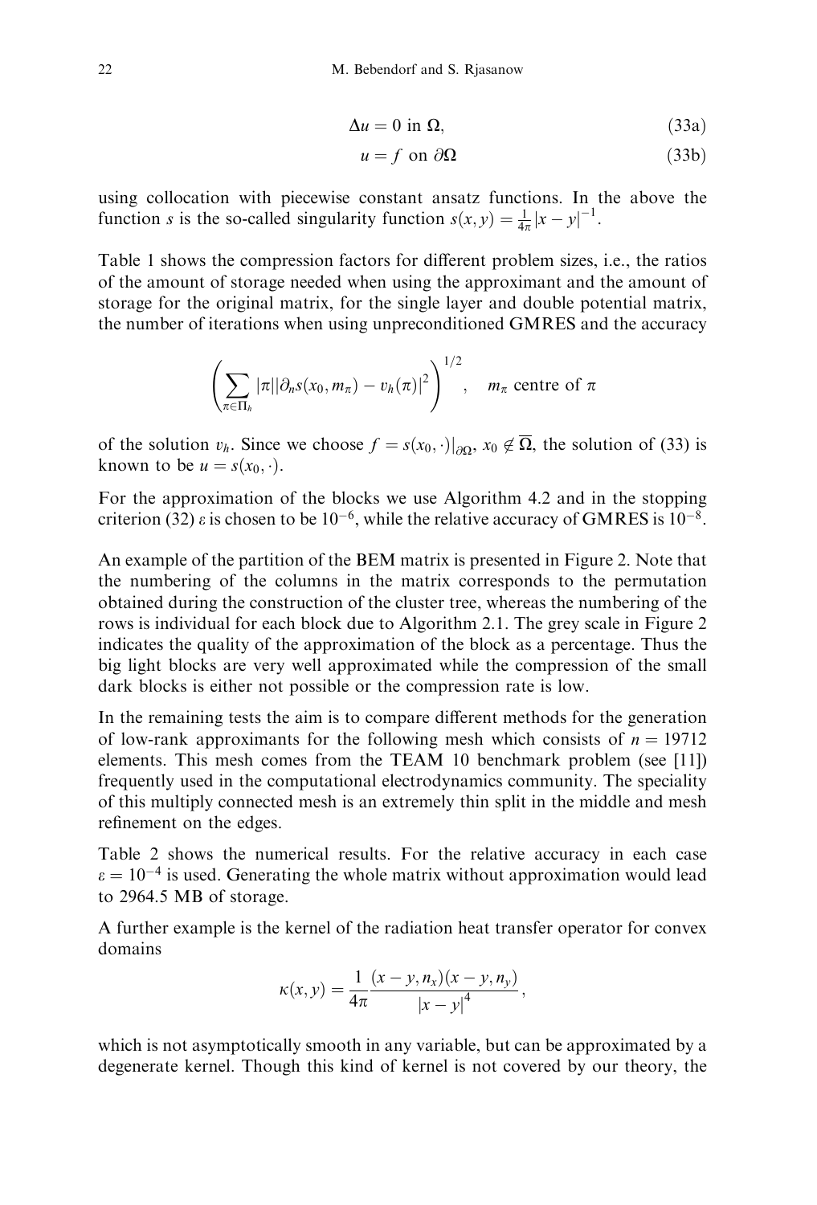$$\Delta u = 0 \text{ in } \Omega, \tag{33a}$$

$$u = f \text{ on } \partial\Omega \tag{33b}$$

using collocation with piecewise constant ansatz functions. In the above the function $s$ is the so-called singularity function $s(x,y) = \frac{1}{4\pi}|x-y|^{-1}$.

Table 1 shows the compression factors for different problem sizes, i.e., the ratios of the amount of storage needed when using the approximant and the amount of storage for the original matrix, for the single layer and double potential matrix, the number of iterations when using unpreconditioned GMRES and the accuracy

$$\left(\sum_{\pi \in \Pi_h} |\pi| |\partial_n s(x_0, m_\pi) - v_h(\pi)|^2\right)^{1/2}, \quad m_\pi \text{ centre of } \pi$$

of the solution $v_h$. Since we choose $f = s(x_0, \cdot)|_{\partial\Omega}$, $x_0 \notin \overline{\Omega}$, the solution of (33) is known to be $u = s(x_0, \cdot)$.

For the approximation of the blocks we use Algorithm 4.2 and in the stopping criterion (32) $\varepsilon$ is chosen to be $10^{-6}$, while the relative accuracy of GMRES is $10^{-8}$.

An example of the partition of the BEM matrix is presented in Figure 2. Note that the numbering of the columns in the matrix corresponds to the permutation obtained during the construction of the cluster tree, whereas the numbering of the rows is individual for each block due to Algorithm 2.1. The grey scale in Figure 2 indicates the quality of the approximation of the block as a percentage. Thus the big light blocks are very well approximated while the compression of the small dark blocks is either not possible or the compression rate is low.

In the remaining tests the aim is to compare different methods for the generation of low-rank approximants for the following mesh which consists of $n = 19712$ elements. This mesh comes from the TEAM 10 benchmark problem (see [11]) frequently used in the computational electrodynamics community. The speciality of this multiply connected mesh is an extremely thin split in the middle and mesh refinement on the edges.

Table 2 shows the numerical results. For the relative accuracy in each case $\varepsilon = 10^{-4}$ is used. Generating the whole matrix without approximation would lead to 2964.5 MB of storage.

A further example is the kernel of the radiation heat transfer operator for convex domains

$$\kappa(x,y) = \frac{1}{4\pi} \frac{(x-y, n_x)(x-y, n_y)}{|x-y|^4},$$

which is not asymptotically smooth in any variable, but can be approximated by a degenerate kernel. Though this kind of kernel is not covered by our theory, the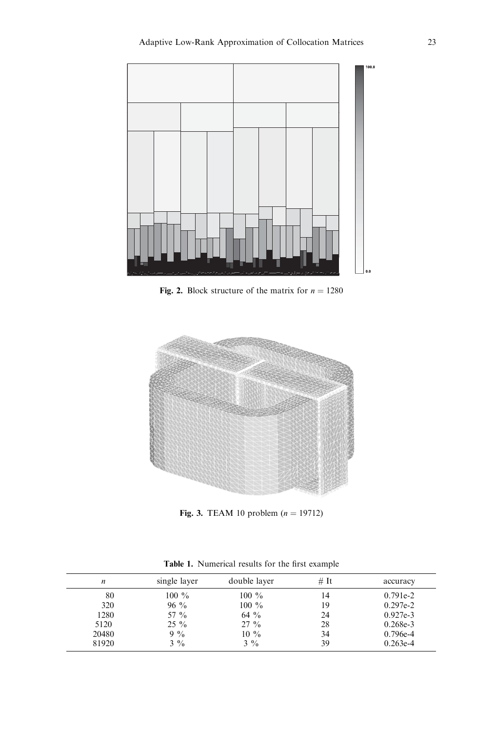**Fig. 2.** Block structure of the matrix for $n = 1280$

**Fig. 3.** TEAM 10 problem ($n = 19712$)

**Table 1.** Numerical results for the first example

| $n$ | single layer | double layer | # It | accuracy |
|---|---|---|---|---|
| 80 | 100 % | 100 % | 14 | 0.791e-2 |
| 320 | 96 % | 100 % | 19 | 0.297e-2 |
| 1280 | 57 % | 64 % | 24 | 0.927e-3 |
| 5120 | 25 % | 27 % | 28 | 0.268e-3 |
| 20480 | 9 % | 10 % | 34 | 0.796e-4 |
| 81920 | 3 % | 3 % | 39 | 0.263e-4 |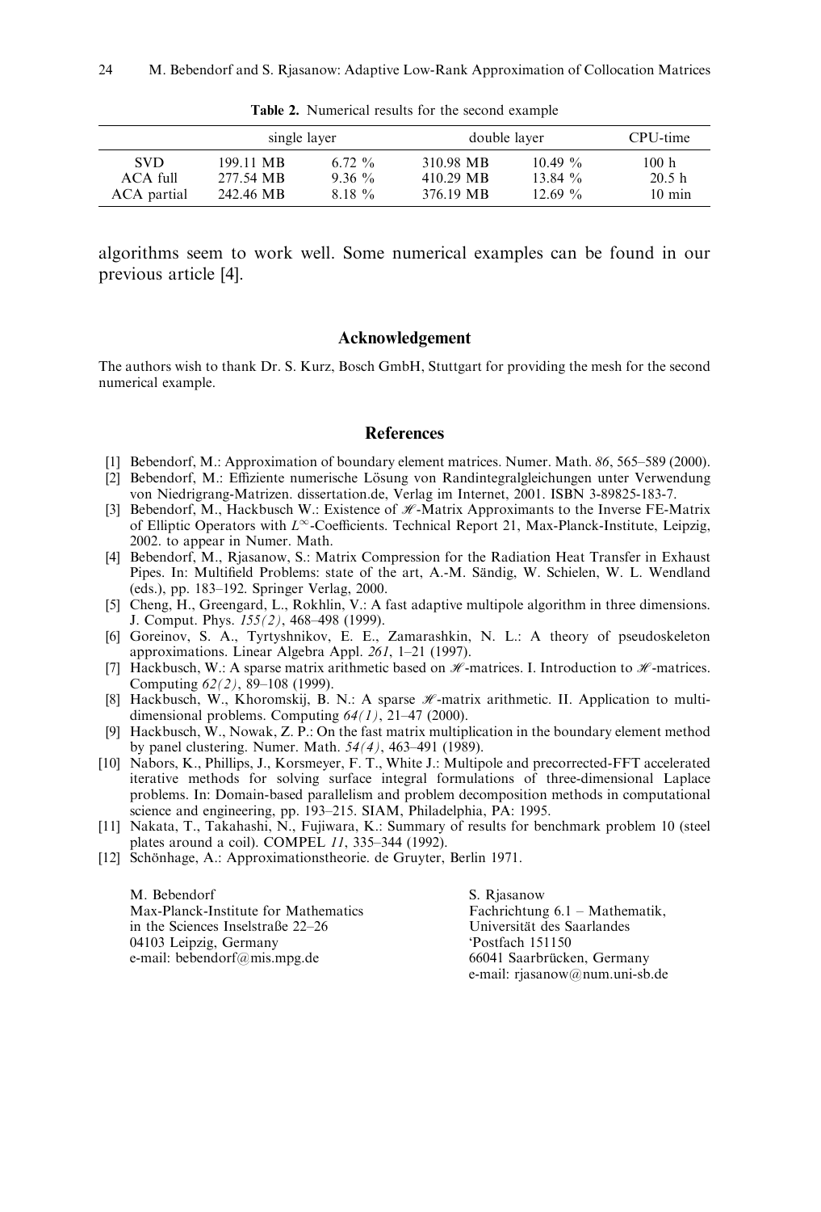**Table 2.** Numerical results for the second example

| | single layer | | double layer | | CPU-time |
|---|---|---|---|---|---|
| SVD | 199.11 MB | 6.72 % | 310.98 MB | 10.49 % | 100 h |
| ACA full | 277.54 MB | 9.36 % | 410.29 MB | 13.84 % | 20.5 h |
| ACA partial | 242.46 MB | 8.18 % | 376.19 MB | 12.69 % | 10 min |

algorithms seem to work well. Some numerical examples can be found in our previous article [4].

## Acknowledgement

The authors wish to thank Dr. S. Kurz, Bosch GmbH, Stuttgart for providing the mesh for the second numerical example.

## References

[1] Bebendorf, M.: Approximation of boundary element matrices. Numer. Math. *86*, 565–589 (2000).

[2] Bebendorf, M.: Effiziente numerische Lösung von Randintegralgleichungen unter Verwendung von Niedrigrang-Matrizen. dissertation.de, Verlag im Internet, 2001. ISBN 3-89825-183-7.

[3] Bebendorf, M., Hackbusch W.: Existence of $\mathscr{H}$-Matrix Approximants to the Inverse FE-Matrix of Elliptic Operators with $L^\infty$-Coefficients. Technical Report 21, Max-Planck-Institute, Leipzig, 2002. to appear in Numer. Math.

[4] Bebendorf, M., Rjasanow, S.: Matrix Compression for the Radiation Heat Transfer in Exhaust Pipes. In: Multifield Problems: state of the art, A.-M. Sändig, W. Schielen, W. L. Wendland (eds.), pp. 183–192. Springer Verlag, 2000.

[5] Cheng, H., Greengard, L., Rokhlin, V.: A fast adaptive multipole algorithm in three dimensions. J. Comput. Phys. *155(2)*, 468–498 (1999).

[6] Goreinov, S. A., Tyrtyshnikov, E. E., Zamarashkin, N. L.: A theory of pseudoskeleton approximations. Linear Algebra Appl. *261*, 1–21 (1997).

[7] Hackbusch, W.: A sparse matrix arithmetic based on $\mathscr{H}$-matrices. I. Introduction to $\mathscr{H}$-matrices. Computing *62(2)*, 89–108 (1999).

[8] Hackbusch, W., Khoromskij, B. N.: A sparse $\mathscr{H}$-matrix arithmetic. II. Application to multi-dimensional problems. Computing *64(1)*, 21–47 (2000).

[9] Hackbusch, W., Nowak, Z. P.: On the fast matrix multiplication in the boundary element method by panel clustering. Numer. Math. *54(4)*, 463–491 (1989).

[10] Nabors, K., Phillips, J., Korsmeyer, F. T., White J.: Multipole and precorrected-FFT accelerated iterative methods for solving surface integral formulations of three-dimensional Laplace problems. In: Domain-based parallelism and problem decomposition methods in computational science and engineering, pp. 193–215. SIAM, Philadelphia, PA: 1995.

[11] Nakata, T., Takahashi, N., Fujiwara, K.: Summary of results for benchmark problem 10 (steel plates around a coil). COMPEL *11*, 335–344 (1992).

[12] Schönhage, A.: Approximationstheorie. de Gruyter, Berlin 1971.

M. Bebendorf
Max-Planck-Institute for Mathematics
in the Sciences Inselstraße 22–26
04103 Leipzig, Germany
e-mail: bebendorf@mis.mpg.de

S. Rjasanow
Fachrichtung 6.1 – Mathematik,
Universität des Saarlandes
'Postfach 151150
66041 Saarbrücken, Germany
e-mail: rjasanow@num.uni-sb.de